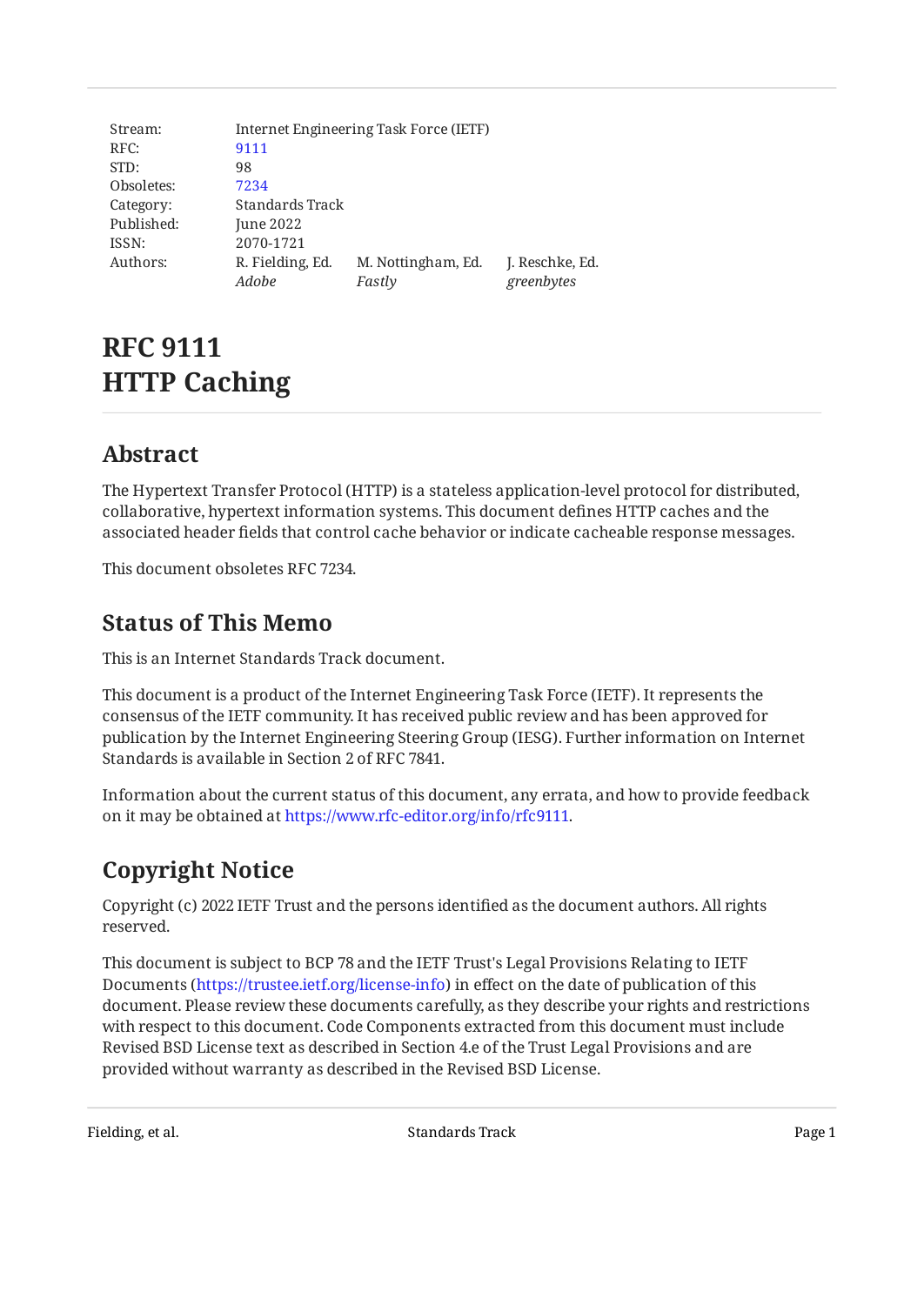| | | | |
|---|---|---|---|
| Stream: | Internet Engineering Task Force (IETF) | | |
| RFC: | 9111 | | |
| STD: | 98 | | |
| Obsoletes: | 7234 | | |
| Category: | Standards Track | | |
| Published: | June 2022 | | |
| ISSN: | 2070-1721 | | |
| Authors: | R. Fielding, Ed. | M. Nottingham, Ed. | J. Reschke, Ed. |
| | *Adobe* | *Fastly* | *greenbytes* |

# RFC 9111
# HTTP Caching

## Abstract

The Hypertext Transfer Protocol (HTTP) is a stateless application-level protocol for distributed, collaborative, hypertext information systems. This document defines HTTP caches and the associated header fields that control cache behavior or indicate cacheable response messages.

This document obsoletes RFC 7234.

## Status of This Memo

This is an Internet Standards Track document.

This document is a product of the Internet Engineering Task Force (IETF). It represents the consensus of the IETF community. It has received public review and has been approved for publication by the Internet Engineering Steering Group (IESG). Further information on Internet Standards is available in Section 2 of RFC 7841.

Information about the current status of this document, any errata, and how to provide feedback on it may be obtained at https://www.rfc-editor.org/info/rfc9111.

## Copyright Notice

Copyright (c) 2022 IETF Trust and the persons identified as the document authors. All rights reserved.

This document is subject to BCP 78 and the IETF Trust's Legal Provisions Relating to IETF Documents (https://trustee.ietf.org/license-info) in effect on the date of publication of this document. Please review these documents carefully, as they describe your rights and restrictions with respect to this document. Code Components extracted from this document must include Revised BSD License text as described in Section 4.e of the Trust Legal Provisions and are provided without warranty as described in the Revised BSD License.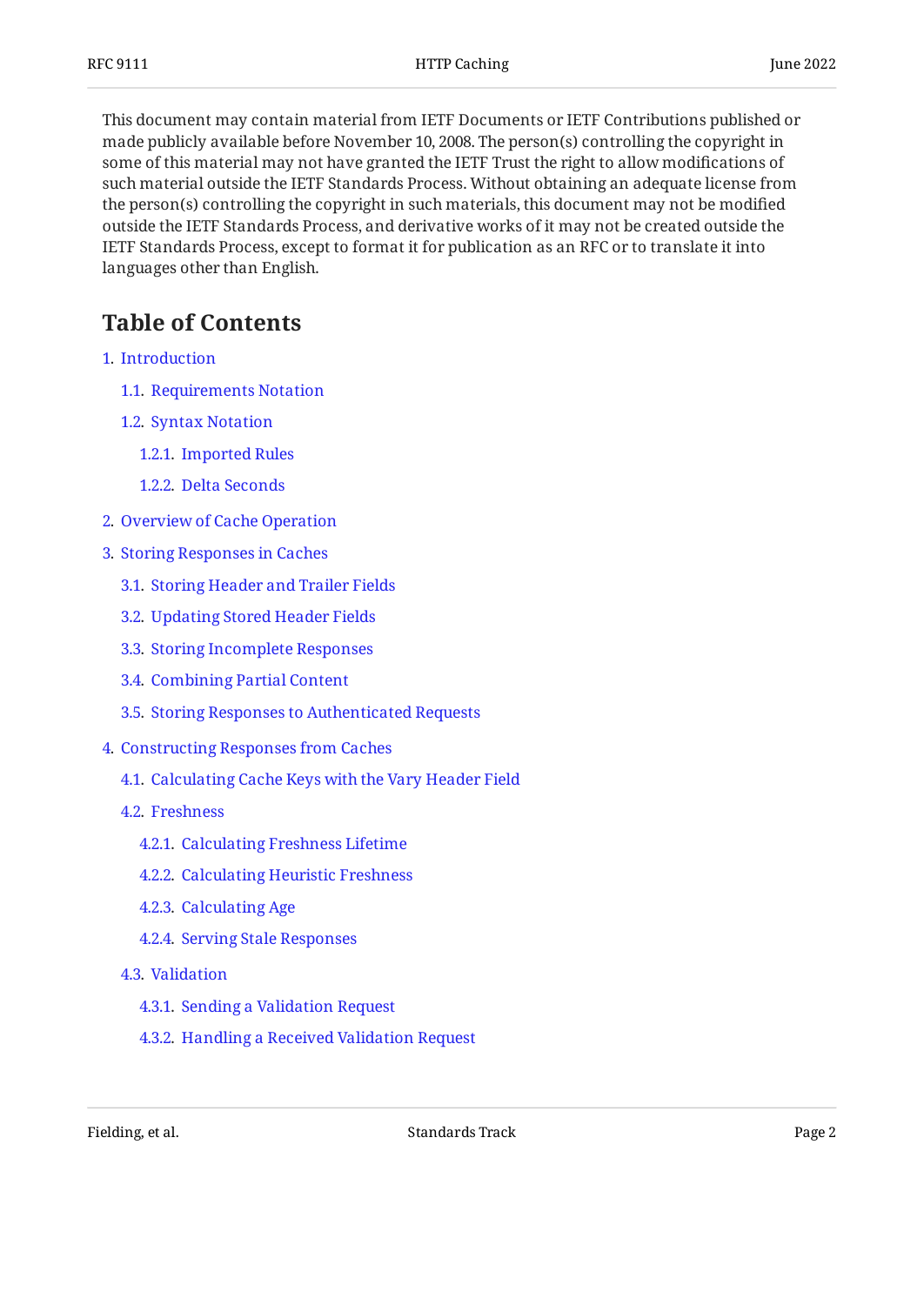This document may contain material from IETF Documents or IETF Contributions published or made publicly available before November 10, 2008. The person(s) controlling the copyright in some of this material may not have granted the IETF Trust the right to allow modifications of such material outside the IETF Standards Process. Without obtaining an adequate license from the person(s) controlling the copyright in such materials, this document may not be modified outside the IETF Standards Process, and derivative works of it may not be created outside the IETF Standards Process, except to format it for publication as an RFC or to translate it into languages other than English.

## Table of Contents

1. Introduction
   - 1.1. Requirements Notation
   - 1.2. Syntax Notation
     - 1.2.1. Imported Rules
     - 1.2.2. Delta Seconds
2. Overview of Cache Operation
3. Storing Responses in Caches
   - 3.1. Storing Header and Trailer Fields
   - 3.2. Updating Stored Header Fields
   - 3.3. Storing Incomplete Responses
   - 3.4. Combining Partial Content
   - 3.5. Storing Responses to Authenticated Requests
4. Constructing Responses from Caches
   - 4.1. Calculating Cache Keys with the Vary Header Field
   - 4.2. Freshness
     - 4.2.1. Calculating Freshness Lifetime
     - 4.2.2. Calculating Heuristic Freshness
     - 4.2.3. Calculating Age
     - 4.2.4. Serving Stale Responses
   - 4.3. Validation
     - 4.3.1. Sending a Validation Request
     - 4.3.2. Handling a Received Validation Request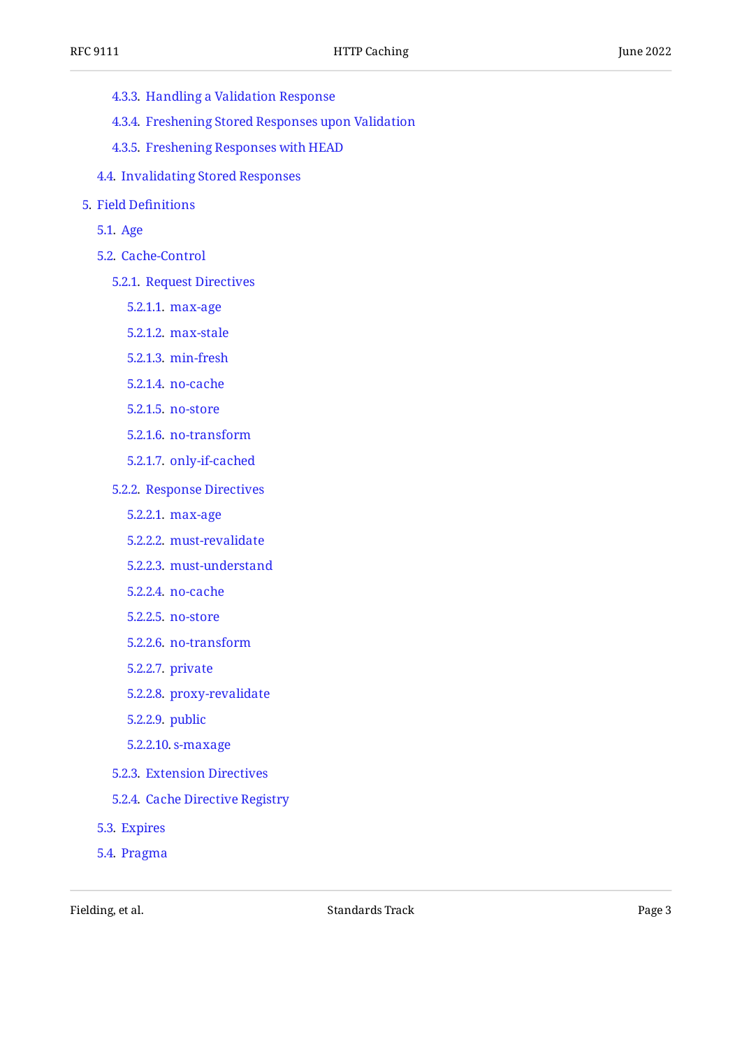- 4.3.3. Handling a Validation Response
- 4.3.4. Freshening Stored Responses upon Validation
- 4.3.5. Freshening Responses with HEAD
- 4.4. Invalidating Stored Responses
- 5. Field Definitions
  - 5.1. Age
  - 5.2. Cache-Control
    - 5.2.1. Request Directives
      - 5.2.1.1. max-age
      - 5.2.1.2. max-stale
      - 5.2.1.3. min-fresh
      - 5.2.1.4. no-cache
      - 5.2.1.5. no-store
      - 5.2.1.6. no-transform
      - 5.2.1.7. only-if-cached
    - 5.2.2. Response Directives
      - 5.2.2.1. max-age
      - 5.2.2.2. must-revalidate
      - 5.2.2.3. must-understand
      - 5.2.2.4. no-cache
      - 5.2.2.5. no-store
      - 5.2.2.6. no-transform
      - 5.2.2.7. private
      - 5.2.2.8. proxy-revalidate
      - 5.2.2.9. public
      - 5.2.2.10. s-maxage
    - 5.2.3. Extension Directives
    - 5.2.4. Cache Directive Registry
  - 5.3. Expires
  - 5.4. Pragma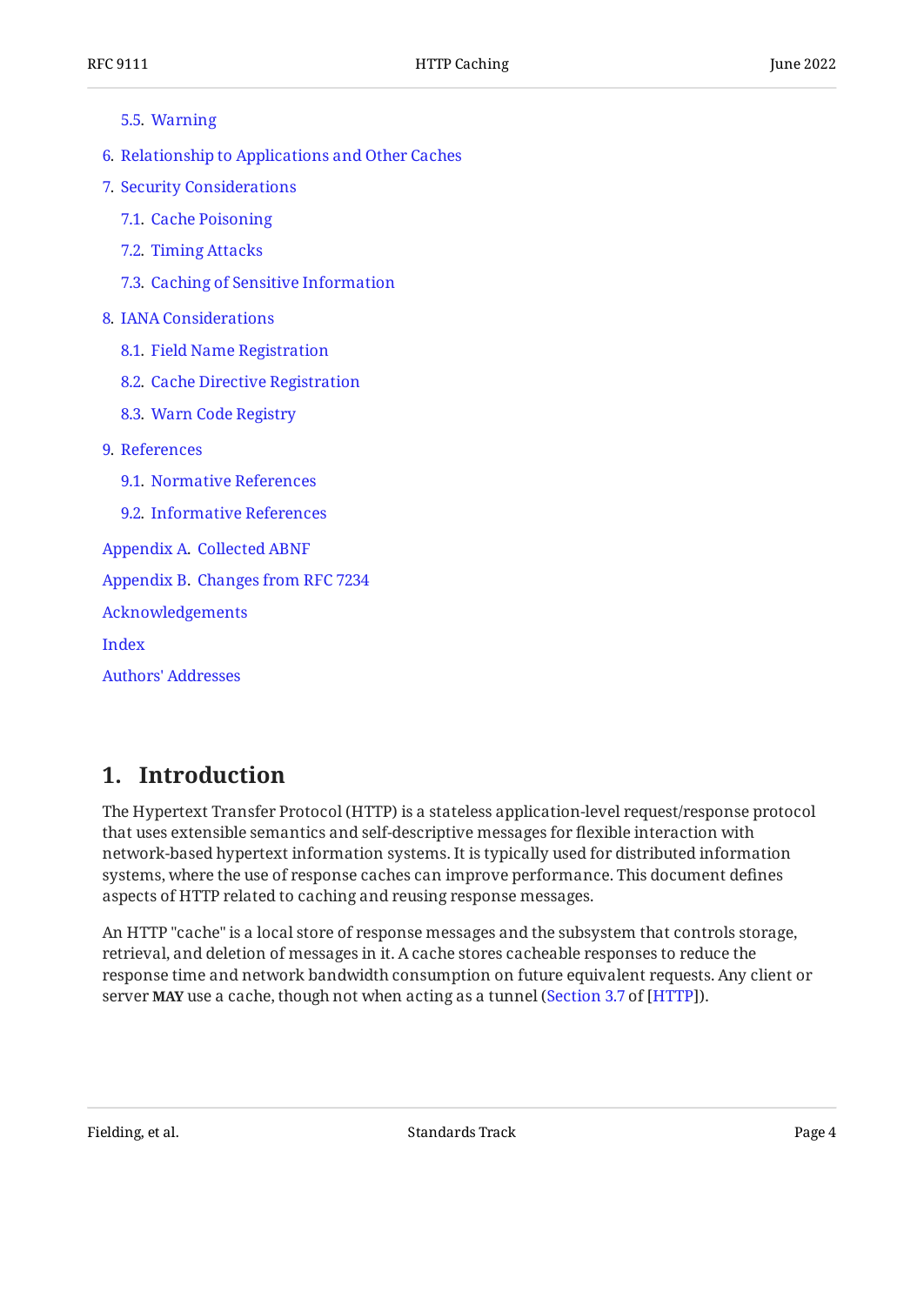- 5.5. Warning
- 6. Relationship to Applications and Other Caches
- 7. Security Considerations
  - 7.1. Cache Poisoning
  - 7.2. Timing Attacks
  - 7.3. Caching of Sensitive Information
- 8. IANA Considerations
  - 8.1. Field Name Registration
  - 8.2. Cache Directive Registration
  - 8.3. Warn Code Registry
- 9. References
  - 9.1. Normative References
  - 9.2. Informative References
- Appendix A. Collected ABNF
- Appendix B. Changes from RFC 7234
- Acknowledgements
- Index
- Authors' Addresses

# 1. Introduction

The Hypertext Transfer Protocol (HTTP) is a stateless application-level request/response protocol that uses extensible semantics and self-descriptive messages for flexible interaction with network-based hypertext information systems. It is typically used for distributed information systems, where the use of response caches can improve performance. This document defines aspects of HTTP related to caching and reusing response messages.

An HTTP "cache" is a local store of response messages and the subsystem that controls storage, retrieval, and deletion of messages in it. A cache stores cacheable responses to reduce the response time and network bandwidth consumption on future equivalent requests. Any client or server **MAY** use a cache, though not when acting as a tunnel (Section 3.7 of [HTTP]).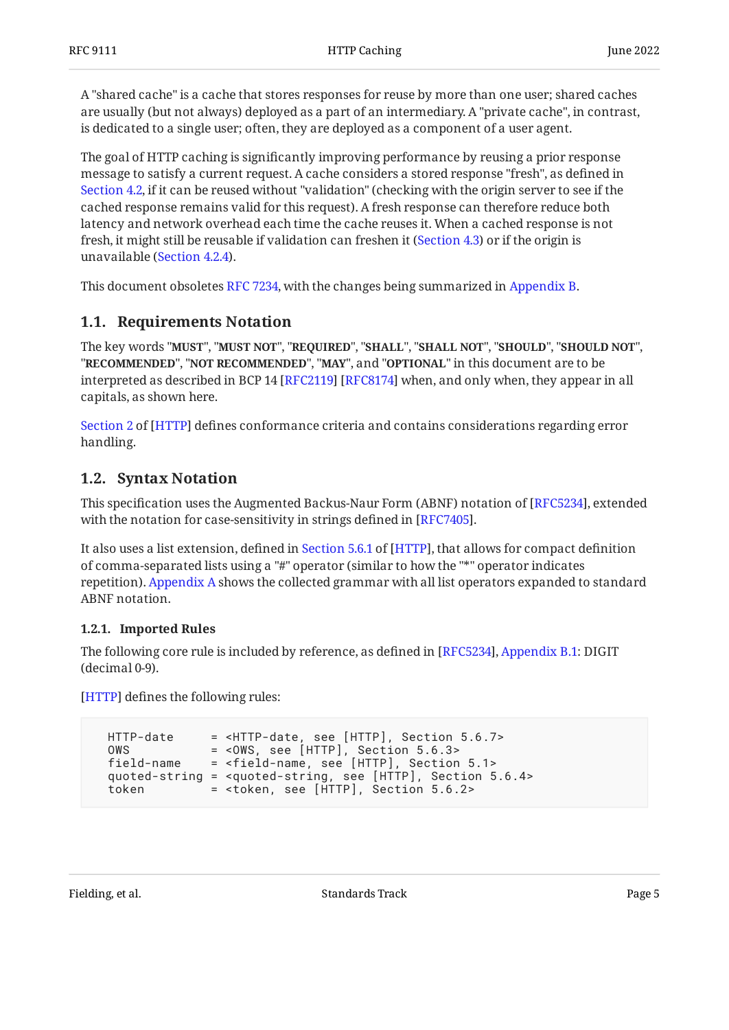A "shared cache" is a cache that stores responses for reuse by more than one user; shared caches are usually (but not always) deployed as a part of an intermediary. A "private cache", in contrast, is dedicated to a single user; often, they are deployed as a component of a user agent.

The goal of HTTP caching is significantly improving performance by reusing a prior response message to satisfy a current request. A cache considers a stored response "fresh", as defined in Section 4.2, if it can be reused without "validation" (checking with the origin server to see if the cached response remains valid for this request). A fresh response can therefore reduce both latency and network overhead each time the cache reuses it. When a cached response is not fresh, it might still be reusable if validation can freshen it (Section 4.3) or if the origin is unavailable (Section 4.2.4).

This document obsoletes RFC 7234, with the changes being summarized in Appendix B.

## 1.1. Requirements Notation

The key words "**MUST**", "**MUST NOT**", "**REQUIRED**", "**SHALL**", "**SHALL NOT**", "**SHOULD**", "**SHOULD NOT**", "**RECOMMENDED**", "**NOT RECOMMENDED**", "**MAY**", and "**OPTIONAL**" in this document are to be interpreted as described in BCP 14 [RFC2119] [RFC8174] when, and only when, they appear in all capitals, as shown here.

Section 2 of [HTTP] defines conformance criteria and contains considerations regarding error handling.

## 1.2. Syntax Notation

This specification uses the Augmented Backus-Naur Form (ABNF) notation of [RFC5234], extended with the notation for case-sensitivity in strings defined in [RFC7405].

It also uses a list extension, defined in Section 5.6.1 of [HTTP], that allows for compact definition of comma-separated lists using a "#" operator (similar to how the "*" operator indicates repetition). Appendix A shows the collected grammar with all list operators expanded to standard ABNF notation.

### 1.2.1. Imported Rules

The following core rule is included by reference, as defined in [RFC5234], Appendix B.1: DIGIT (decimal 0-9).

[HTTP] defines the following rules:

```
  HTTP-date     = <HTTP-date, see [HTTP], Section 5.6.7>
  OWS           = <OWS, see [HTTP], Section 5.6.3>
  field-name    = <field-name, see [HTTP], Section 5.1>
  quoted-string = <quoted-string, see [HTTP], Section 5.6.4>
  token         = <token, see [HTTP], Section 5.6.2>
```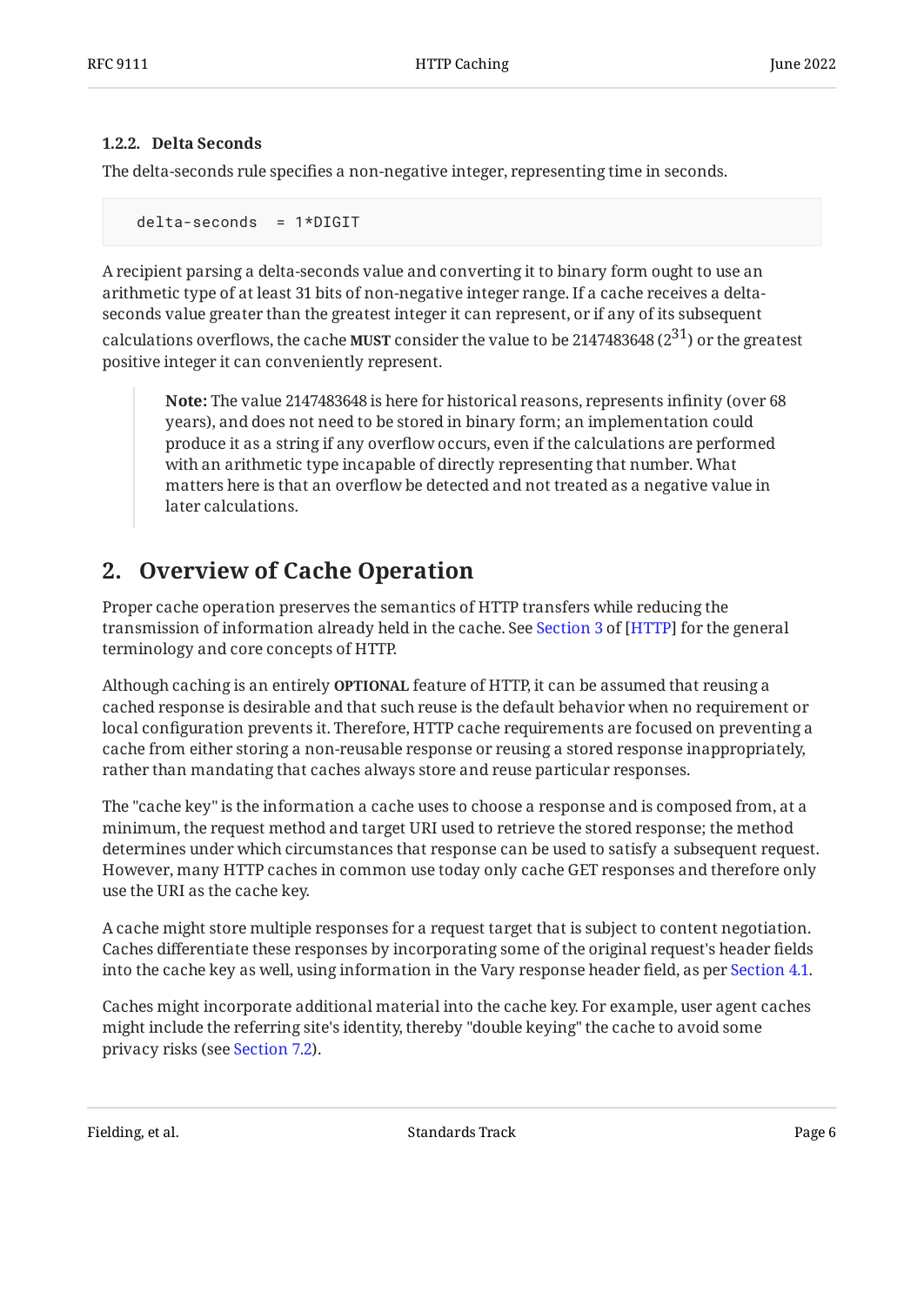### 1.2.2. Delta Seconds

The delta-seconds rule specifies a non-negative integer, representing time in seconds.

```
  delta-seconds  = 1*DIGIT
```

A recipient parsing a delta-seconds value and converting it to binary form ought to use an arithmetic type of at least 31 bits of non-negative integer range. If a cache receives a delta-seconds value greater than the greatest integer it can represent, or if any of its subsequent calculations overflows, the cache **MUST** consider the value to be 2147483648 ($2^{31}$) or the greatest positive integer it can conveniently represent.

> **Note:** The value 2147483648 is here for historical reasons, represents infinity (over 68 years), and does not need to be stored in binary form; an implementation could produce it as a string if any overflow occurs, even if the calculations are performed with an arithmetic type incapable of directly representing that number. What matters here is that an overflow be detected and not treated as a negative value in later calculations.

## 2. Overview of Cache Operation

Proper cache operation preserves the semantics of HTTP transfers while reducing the transmission of information already held in the cache. See Section 3 of [HTTP] for the general terminology and core concepts of HTTP.

Although caching is an entirely **OPTIONAL** feature of HTTP, it can be assumed that reusing a cached response is desirable and that such reuse is the default behavior when no requirement or local configuration prevents it. Therefore, HTTP cache requirements are focused on preventing a cache from either storing a non-reusable response or reusing a stored response inappropriately, rather than mandating that caches always store and reuse particular responses.

The "cache key" is the information a cache uses to choose a response and is composed from, at a minimum, the request method and target URI used to retrieve the stored response; the method determines under which circumstances that response can be used to satisfy a subsequent request. However, many HTTP caches in common use today only cache GET responses and therefore only use the URI as the cache key.

A cache might store multiple responses for a request target that is subject to content negotiation. Caches differentiate these responses by incorporating some of the original request's header fields into the cache key as well, using information in the Vary response header field, as per Section 4.1.

Caches might incorporate additional material into the cache key. For example, user agent caches might include the referring site's identity, thereby "double keying" the cache to avoid some privacy risks (see Section 7.2).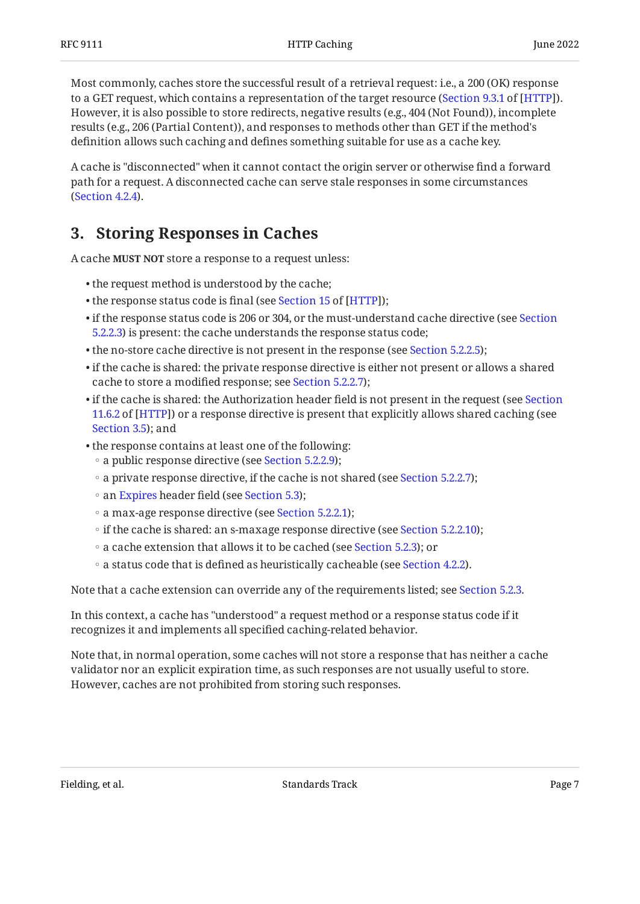Most commonly, caches store the successful result of a retrieval request: i.e., a 200 (OK) response to a GET request, which contains a representation of the target resource (Section 9.3.1 of [HTTP]). However, it is also possible to store redirects, negative results (e.g., 404 (Not Found)), incomplete results (e.g., 206 (Partial Content)), and responses to methods other than GET if the method's definition allows such caching and defines something suitable for use as a cache key.

A cache is "disconnected" when it cannot contact the origin server or otherwise find a forward path for a request. A disconnected cache can serve stale responses in some circumstances (Section 4.2.4).

## 3. Storing Responses in Caches

A cache **MUST NOT** store a response to a request unless:

- the request method is understood by the cache;
- the response status code is final (see Section 15 of [HTTP]);
- if the response status code is 206 or 304, or the must-understand cache directive (see Section 5.2.2.3) is present: the cache understands the response status code;
- the no-store cache directive is not present in the response (see Section 5.2.2.5);
- if the cache is shared: the private response directive is either not present or allows a shared cache to store a modified response; see Section 5.2.2.7);
- if the cache is shared: the Authorization header field is not present in the request (see Section 11.6.2 of [HTTP]) or a response directive is present that explicitly allows shared caching (see Section 3.5); and
- the response contains at least one of the following:
  - a public response directive (see Section 5.2.2.9);
  - a private response directive, if the cache is not shared (see Section 5.2.2.7);
  - an Expires header field (see Section 5.3);
  - a max-age response directive (see Section 5.2.2.1);
  - if the cache is shared: an s-maxage response directive (see Section 5.2.2.10);
  - a cache extension that allows it to be cached (see Section 5.2.3); or
  - a status code that is defined as heuristically cacheable (see Section 4.2.2).

Note that a cache extension can override any of the requirements listed; see Section 5.2.3.

In this context, a cache has "understood" a request method or a response status code if it recognizes it and implements all specified caching-related behavior.

Note that, in normal operation, some caches will not store a response that has neither a cache validator nor an explicit expiration time, as such responses are not usually useful to store. However, caches are not prohibited from storing such responses.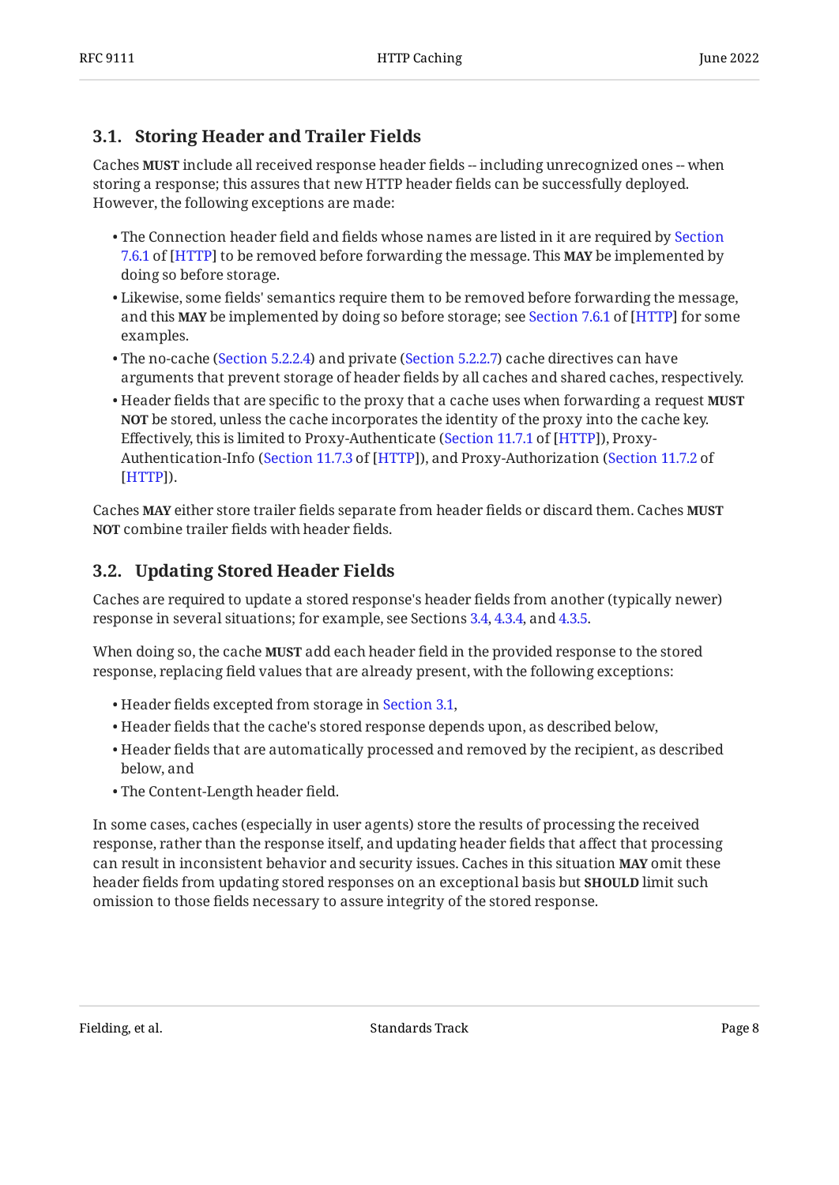### 3.1. Storing Header and Trailer Fields

Caches **MUST** include all received response header fields -- including unrecognized ones -- when storing a response; this assures that new HTTP header fields can be successfully deployed. However, the following exceptions are made:

- The Connection header field and fields whose names are listed in it are required by Section 7.6.1 of [HTTP] to be removed before forwarding the message. This **MAY** be implemented by doing so before storage.
- Likewise, some fields' semantics require them to be removed before forwarding the message, and this **MAY** be implemented by doing so before storage; see Section 7.6.1 of [HTTP] for some examples.
- The no-cache (Section 5.2.2.4) and private (Section 5.2.2.7) cache directives can have arguments that prevent storage of header fields by all caches and shared caches, respectively.
- Header fields that are specific to the proxy that a cache uses when forwarding a request **MUST NOT** be stored, unless the cache incorporates the identity of the proxy into the cache key. Effectively, this is limited to Proxy-Authenticate (Section 11.7.1 of [HTTP]), Proxy-Authentication-Info (Section 11.7.3 of [HTTP]), and Proxy-Authorization (Section 11.7.2 of [HTTP]).

Caches **MAY** either store trailer fields separate from header fields or discard them. Caches **MUST NOT** combine trailer fields with header fields.

### 3.2. Updating Stored Header Fields

Caches are required to update a stored response's header fields from another (typically newer) response in several situations; for example, see Sections 3.4, 4.3.4, and 4.3.5.

When doing so, the cache **MUST** add each header field in the provided response to the stored response, replacing field values that are already present, with the following exceptions:

- Header fields excepted from storage in Section 3.1,
- Header fields that the cache's stored response depends upon, as described below,
- Header fields that are automatically processed and removed by the recipient, as described below, and
- The Content-Length header field.

In some cases, caches (especially in user agents) store the results of processing the received response, rather than the response itself, and updating header fields that affect that processing can result in inconsistent behavior and security issues. Caches in this situation **MAY** omit these header fields from updating stored responses on an exceptional basis but **SHOULD** limit such omission to those fields necessary to assure integrity of the stored response.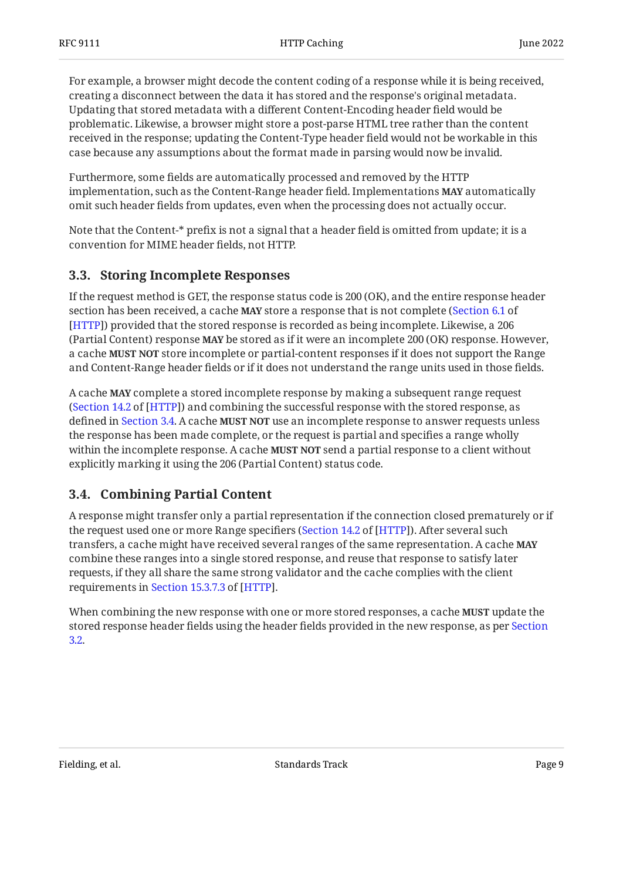For example, a browser might decode the content coding of a response while it is being received, creating a disconnect between the data it has stored and the response's original metadata. Updating that stored metadata with a different Content-Encoding header field would be problematic. Likewise, a browser might store a post-parse HTML tree rather than the content received in the response; updating the Content-Type header field would not be workable in this case because any assumptions about the format made in parsing would now be invalid.

Furthermore, some fields are automatically processed and removed by the HTTP implementation, such as the Content-Range header field. Implementations **MAY** automatically omit such header fields from updates, even when the processing does not actually occur.

Note that the Content-* prefix is not a signal that a header field is omitted from update; it is a convention for MIME header fields, not HTTP.

## 3.3. Storing Incomplete Responses

If the request method is GET, the response status code is 200 (OK), and the entire response header section has been received, a cache **MAY** store a response that is not complete (Section 6.1 of [HTTP]) provided that the stored response is recorded as being incomplete. Likewise, a 206 (Partial Content) response **MAY** be stored as if it were an incomplete 200 (OK) response. However, a cache **MUST NOT** store incomplete or partial-content responses if it does not support the Range and Content-Range header fields or if it does not understand the range units used in those fields.

A cache **MAY** complete a stored incomplete response by making a subsequent range request (Section 14.2 of [HTTP]) and combining the successful response with the stored response, as defined in Section 3.4. A cache **MUST NOT** use an incomplete response to answer requests unless the response has been made complete, or the request is partial and specifies a range wholly within the incomplete response. A cache **MUST NOT** send a partial response to a client without explicitly marking it using the 206 (Partial Content) status code.

## 3.4. Combining Partial Content

A response might transfer only a partial representation if the connection closed prematurely or if the request used one or more Range specifiers (Section 14.2 of [HTTP]). After several such transfers, a cache might have received several ranges of the same representation. A cache **MAY** combine these ranges into a single stored response, and reuse that response to satisfy later requests, if they all share the same strong validator and the cache complies with the client requirements in Section 15.3.7.3 of [HTTP].

When combining the new response with one or more stored responses, a cache **MUST** update the stored response header fields using the header fields provided in the new response, as per Section 3.2.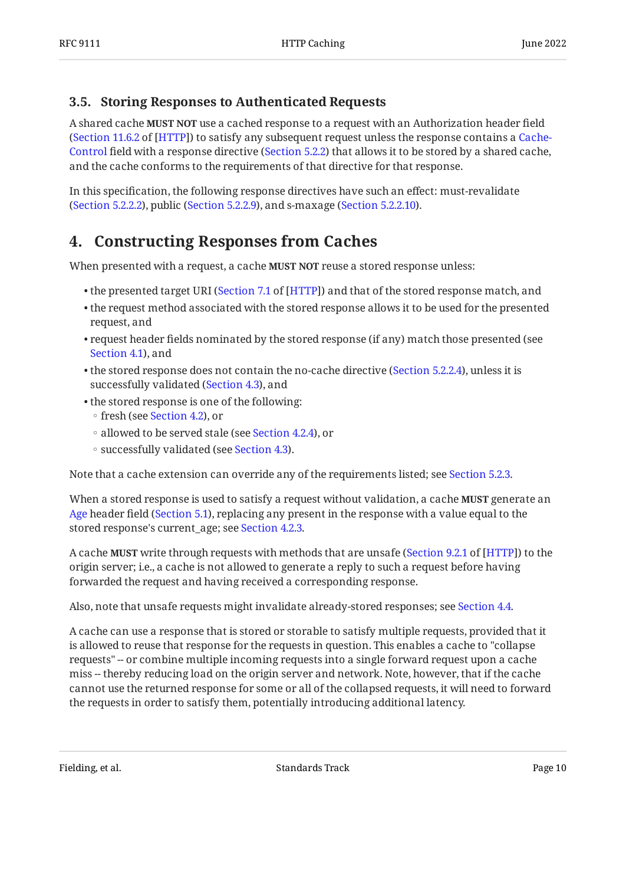### 3.5. Storing Responses to Authenticated Requests

A shared cache **MUST NOT** use a cached response to a request with an Authorization header field (Section 11.6.2 of [HTTP]) to satisfy any subsequent request unless the response contains a Cache-Control field with a response directive (Section 5.2.2) that allows it to be stored by a shared cache, and the cache conforms to the requirements of that directive for that response.

In this specification, the following response directives have such an effect: must-revalidate (Section 5.2.2.2), public (Section 5.2.2.9), and s-maxage (Section 5.2.2.10).

## 4. Constructing Responses from Caches

When presented with a request, a cache **MUST NOT** reuse a stored response unless:

- the presented target URI (Section 7.1 of [HTTP]) and that of the stored response match, and
- the request method associated with the stored response allows it to be used for the presented request, and
- request header fields nominated by the stored response (if any) match those presented (see Section 4.1), and
- the stored response does not contain the no-cache directive (Section 5.2.2.4), unless it is successfully validated (Section 4.3), and
- the stored response is one of the following:
  - fresh (see Section 4.2), or
  - allowed to be served stale (see Section 4.2.4), or
  - successfully validated (see Section 4.3).

Note that a cache extension can override any of the requirements listed; see Section 5.2.3.

When a stored response is used to satisfy a request without validation, a cache **MUST** generate an Age header field (Section 5.1), replacing any present in the response with a value equal to the stored response's current_age; see Section 4.2.3.

A cache **MUST** write through requests with methods that are unsafe (Section 9.2.1 of [HTTP]) to the origin server; i.e., a cache is not allowed to generate a reply to such a request before having forwarded the request and having received a corresponding response.

Also, note that unsafe requests might invalidate already-stored responses; see Section 4.4.

A cache can use a response that is stored or storable to satisfy multiple requests, provided that it is allowed to reuse that response for the requests in question. This enables a cache to "collapse requests" -- or combine multiple incoming requests into a single forward request upon a cache miss -- thereby reducing load on the origin server and network. Note, however, that if the cache cannot use the returned response for some or all of the collapsed requests, it will need to forward the requests in order to satisfy them, potentially introducing additional latency.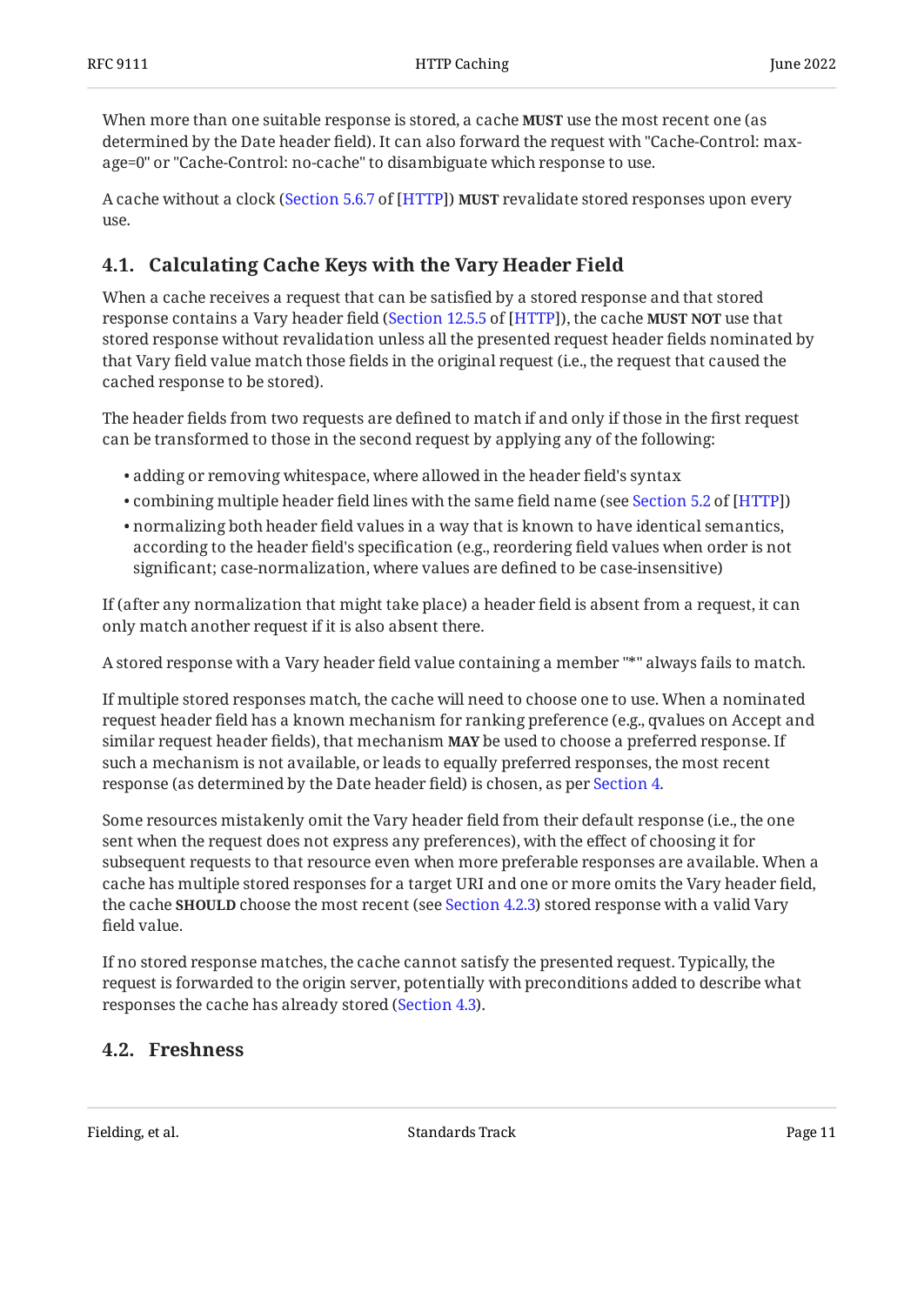When more than one suitable response is stored, a cache **MUST** use the most recent one (as determined by the Date header field). It can also forward the request with "Cache-Control: max-age=0" or "Cache-Control: no-cache" to disambiguate which response to use.

A cache without a clock (Section 5.6.7 of [HTTP]) **MUST** revalidate stored responses upon every use.

### 4.1. Calculating Cache Keys with the Vary Header Field

When a cache receives a request that can be satisfied by a stored response and that stored response contains a Vary header field (Section 12.5.5 of [HTTP]), the cache **MUST NOT** use that stored response without revalidation unless all the presented request header fields nominated by that Vary field value match those fields in the original request (i.e., the request that caused the cached response to be stored).

The header fields from two requests are defined to match if and only if those in the first request can be transformed to those in the second request by applying any of the following:

- adding or removing whitespace, where allowed in the header field's syntax
- combining multiple header field lines with the same field name (see Section 5.2 of [HTTP])
- normalizing both header field values in a way that is known to have identical semantics, according to the header field's specification (e.g., reordering field values when order is not significant; case-normalization, where values are defined to be case-insensitive)

If (after any normalization that might take place) a header field is absent from a request, it can only match another request if it is also absent there.

A stored response with a Vary header field value containing a member "*" always fails to match.

If multiple stored responses match, the cache will need to choose one to use. When a nominated request header field has a known mechanism for ranking preference (e.g., qvalues on Accept and similar request header fields), that mechanism **MAY** be used to choose a preferred response. If such a mechanism is not available, or leads to equally preferred responses, the most recent response (as determined by the Date header field) is chosen, as per Section 4.

Some resources mistakenly omit the Vary header field from their default response (i.e., the one sent when the request does not express any preferences), with the effect of choosing it for subsequent requests to that resource even when more preferable responses are available. When a cache has multiple stored responses for a target URI and one or more omits the Vary header field, the cache **SHOULD** choose the most recent (see Section 4.2.3) stored response with a valid Vary field value.

If no stored response matches, the cache cannot satisfy the presented request. Typically, the request is forwarded to the origin server, potentially with preconditions added to describe what responses the cache has already stored (Section 4.3).

### 4.2. Freshness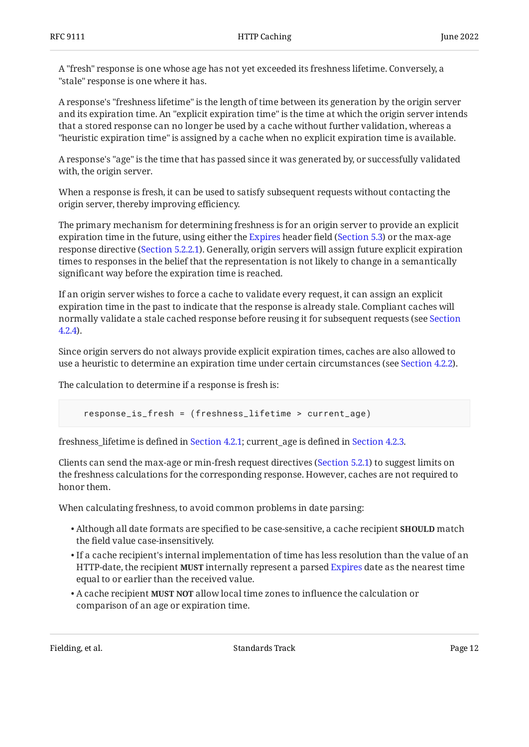A "fresh" response is one whose age has not yet exceeded its freshness lifetime. Conversely, a "stale" response is one where it has.

A response's "freshness lifetime" is the length of time between its generation by the origin server and its expiration time. An "explicit expiration time" is the time at which the origin server intends that a stored response can no longer be used by a cache without further validation, whereas a "heuristic expiration time" is assigned by a cache when no explicit expiration time is available.

A response's "age" is the time that has passed since it was generated by, or successfully validated with, the origin server.

When a response is fresh, it can be used to satisfy subsequent requests without contacting the origin server, thereby improving efficiency.

The primary mechanism for determining freshness is for an origin server to provide an explicit expiration time in the future, using either the Expires header field (Section 5.3) or the max-age response directive (Section 5.2.2.1). Generally, origin servers will assign future explicit expiration times to responses in the belief that the representation is not likely to change in a semantically significant way before the expiration time is reached.

If an origin server wishes to force a cache to validate every request, it can assign an explicit expiration time in the past to indicate that the response is already stale. Compliant caches will normally validate a stale cached response before reusing it for subsequent requests (see Section 4.2.4).

Since origin servers do not always provide explicit expiration times, caches are also allowed to use a heuristic to determine an expiration time under certain circumstances (see Section 4.2.2).

The calculation to determine if a response is fresh is:

```
response_is_fresh = (freshness_lifetime > current_age)
```

freshness_lifetime is defined in Section 4.2.1; current_age is defined in Section 4.2.3.

Clients can send the max-age or min-fresh request directives (Section 5.2.1) to suggest limits on the freshness calculations for the corresponding response. However, caches are not required to honor them.

When calculating freshness, to avoid common problems in date parsing:

- Although all date formats are specified to be case-sensitive, a cache recipient **SHOULD** match the field value case-insensitively.
- If a cache recipient's internal implementation of time has less resolution than the value of an HTTP-date, the recipient **MUST** internally represent a parsed Expires date as the nearest time equal to or earlier than the received value.
- A cache recipient **MUST NOT** allow local time zones to influence the calculation or comparison of an age or expiration time.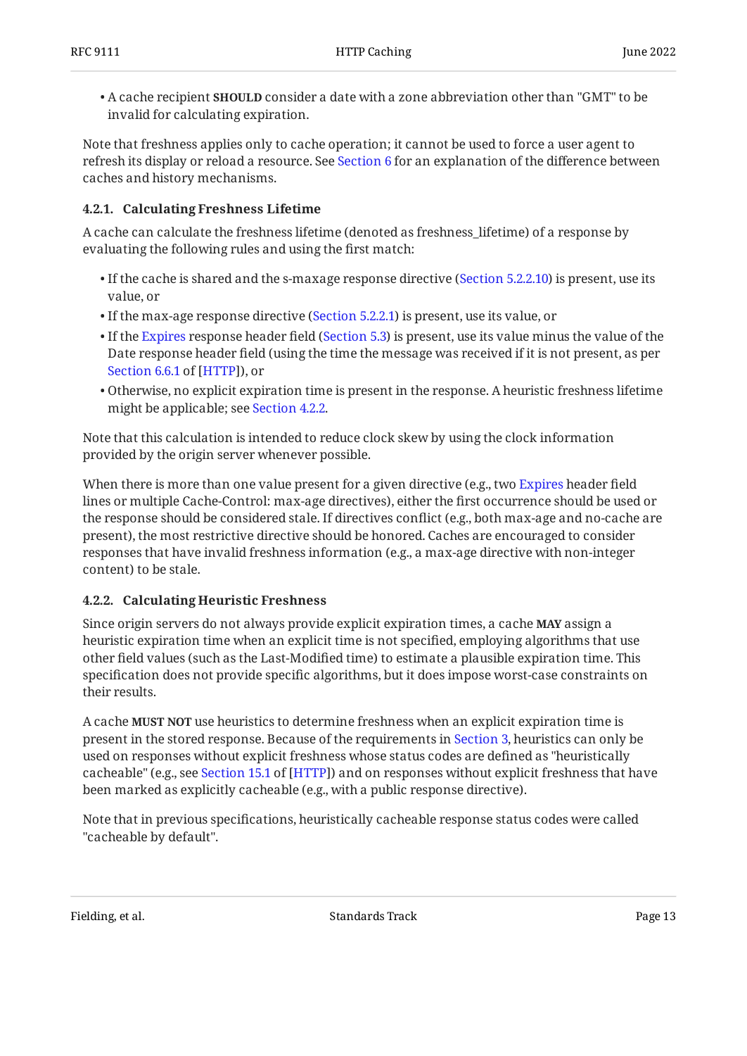- A cache recipient **SHOULD** consider a date with a zone abbreviation other than "GMT" to be invalid for calculating expiration.

Note that freshness applies only to cache operation; it cannot be used to force a user agent to refresh its display or reload a resource. See Section 6 for an explanation of the difference between caches and history mechanisms.

#### 4.2.1. Calculating Freshness Lifetime

A cache can calculate the freshness lifetime (denoted as freshness_lifetime) of a response by evaluating the following rules and using the first match:

- If the cache is shared and the s-maxage response directive (Section 5.2.2.10) is present, use its value, or
- If the max-age response directive (Section 5.2.2.1) is present, use its value, or
- If the Expires response header field (Section 5.3) is present, use its value minus the value of the Date response header field (using the time the message was received if it is not present, as per Section 6.6.1 of [HTTP]), or
- Otherwise, no explicit expiration time is present in the response. A heuristic freshness lifetime might be applicable; see Section 4.2.2.

Note that this calculation is intended to reduce clock skew by using the clock information provided by the origin server whenever possible.

When there is more than one value present for a given directive (e.g., two Expires header field lines or multiple Cache-Control: max-age directives), either the first occurrence should be used or the response should be considered stale. If directives conflict (e.g., both max-age and no-cache are present), the most restrictive directive should be honored. Caches are encouraged to consider responses that have invalid freshness information (e.g., a max-age directive with non-integer content) to be stale.

#### 4.2.2. Calculating Heuristic Freshness

Since origin servers do not always provide explicit expiration times, a cache **MAY** assign a heuristic expiration time when an explicit time is not specified, employing algorithms that use other field values (such as the Last-Modified time) to estimate a plausible expiration time. This specification does not provide specific algorithms, but it does impose worst-case constraints on their results.

A cache **MUST NOT** use heuristics to determine freshness when an explicit expiration time is present in the stored response. Because of the requirements in Section 3, heuristics can only be used on responses without explicit freshness whose status codes are defined as "heuristically cacheable" (e.g., see Section 15.1 of [HTTP]) and on responses without explicit freshness that have been marked as explicitly cacheable (e.g., with a public response directive).

Note that in previous specifications, heuristically cacheable response status codes were called "cacheable by default".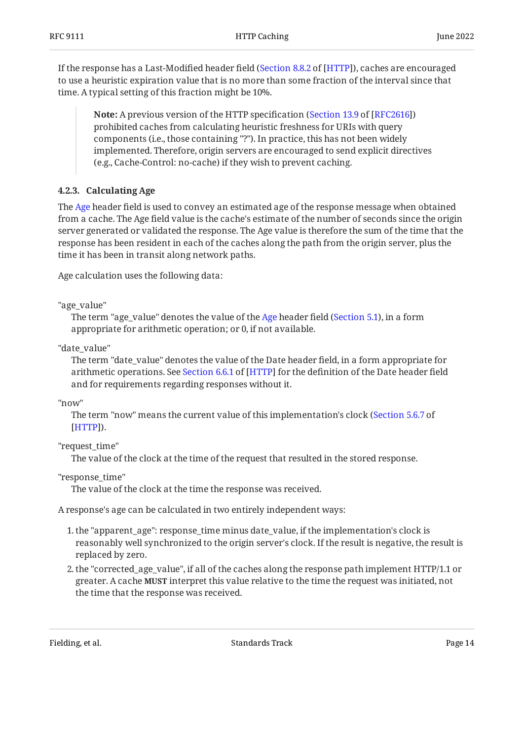If the response has a Last-Modified header field (Section 8.8.2 of [HTTP]), caches are encouraged to use a heuristic expiration value that is no more than some fraction of the interval since that time. A typical setting of this fraction might be 10%.

> **Note:** A previous version of the HTTP specification (Section 13.9 of [RFC2616]) prohibited caches from calculating heuristic freshness for URIs with query components (i.e., those containing "?"). In practice, this has not been widely implemented. Therefore, origin servers are encouraged to send explicit directives (e.g., Cache-Control: no-cache) if they wish to prevent caching.

#### 4.2.3. Calculating Age

The Age header field is used to convey an estimated age of the response message when obtained from a cache. The Age field value is the cache's estimate of the number of seconds since the origin server generated or validated the response. The Age value is therefore the sum of the time that the response has been resident in each of the caches along the path from the origin server, plus the time it has been in transit along network paths.

Age calculation uses the following data:

"age_value"
: The term "age_value" denotes the value of the Age header field (Section 5.1), in a form appropriate for arithmetic operation; or 0, if not available.

"date_value"
: The term "date_value" denotes the value of the Date header field, in a form appropriate for arithmetic operations. See Section 6.6.1 of [HTTP] for the definition of the Date header field and for requirements regarding responses without it.

"now"
: The term "now" means the current value of this implementation's clock (Section 5.6.7 of [HTTP]).

"request_time"
: The value of the clock at the time of the request that resulted in the stored response.

"response_time"
: The value of the clock at the time the response was received.

A response's age can be calculated in two entirely independent ways:

1. the "apparent_age": response_time minus date_value, if the implementation's clock is reasonably well synchronized to the origin server's clock. If the result is negative, the result is replaced by zero.
2. the "corrected_age_value", if all of the caches along the response path implement HTTP/1.1 or greater. A cache **MUST** interpret this value relative to the time the request was initiated, not the time that the response was received.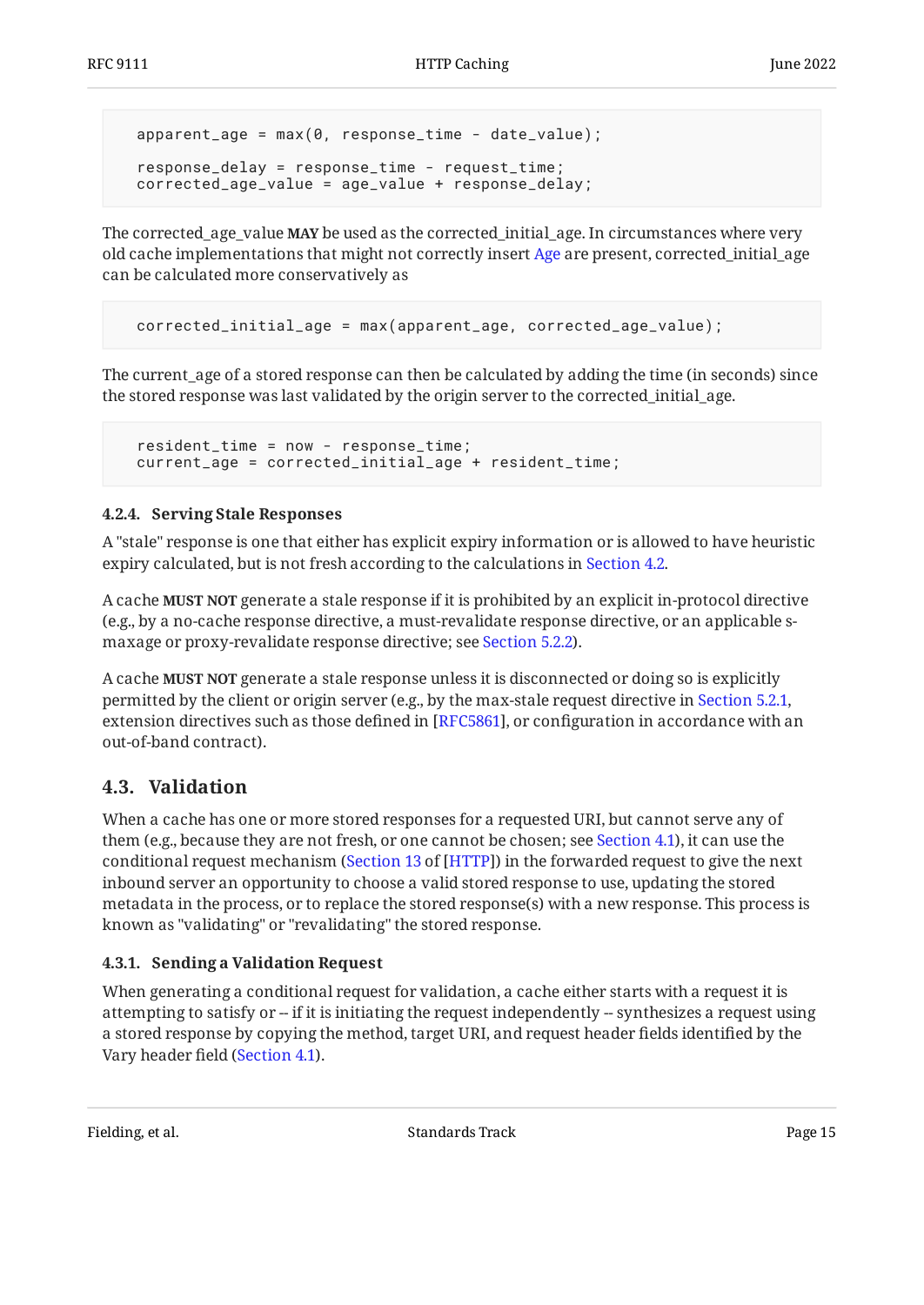```
  apparent_age = max(0, response_time - date_value);

  response_delay = response_time - request_time;
  corrected_age_value = age_value + response_delay;
```

The corrected_age_value **MAY** be used as the corrected_initial_age. In circumstances where very old cache implementations that might not correctly insert Age are present, corrected_initial_age can be calculated more conservatively as

```
  corrected_initial_age = max(apparent_age, corrected_age_value);
```

The current_age of a stored response can then be calculated by adding the time (in seconds) since the stored response was last validated by the origin server to the corrected_initial_age.

```
  resident_time = now - response_time;
  current_age = corrected_initial_age + resident_time;
```

#### 4.2.4. Serving Stale Responses

A "stale" response is one that either has explicit expiry information or is allowed to have heuristic expiry calculated, but is not fresh according to the calculations in Section 4.2.

A cache **MUST NOT** generate a stale response if it is prohibited by an explicit in-protocol directive (e.g., by a no-cache response directive, a must-revalidate response directive, or an applicable s-maxage or proxy-revalidate response directive; see Section 5.2.2).

A cache **MUST NOT** generate a stale response unless it is disconnected or doing so is explicitly permitted by the client or origin server (e.g., by the max-stale request directive in Section 5.2.1, extension directives such as those defined in [RFC5861], or configuration in accordance with an out-of-band contract).

### 4.3. Validation

When a cache has one or more stored responses for a requested URI, but cannot serve any of them (e.g., because they are not fresh, or one cannot be chosen; see Section 4.1), it can use the conditional request mechanism (Section 13 of [HTTP]) in the forwarded request to give the next inbound server an opportunity to choose a valid stored response to use, updating the stored metadata in the process, or to replace the stored response(s) with a new response. This process is known as "validating" or "revalidating" the stored response.

#### 4.3.1. Sending a Validation Request

When generating a conditional request for validation, a cache either starts with a request it is attempting to satisfy or -- if it is initiating the request independently -- synthesizes a request using a stored response by copying the method, target URI, and request header fields identified by the Vary header field (Section 4.1).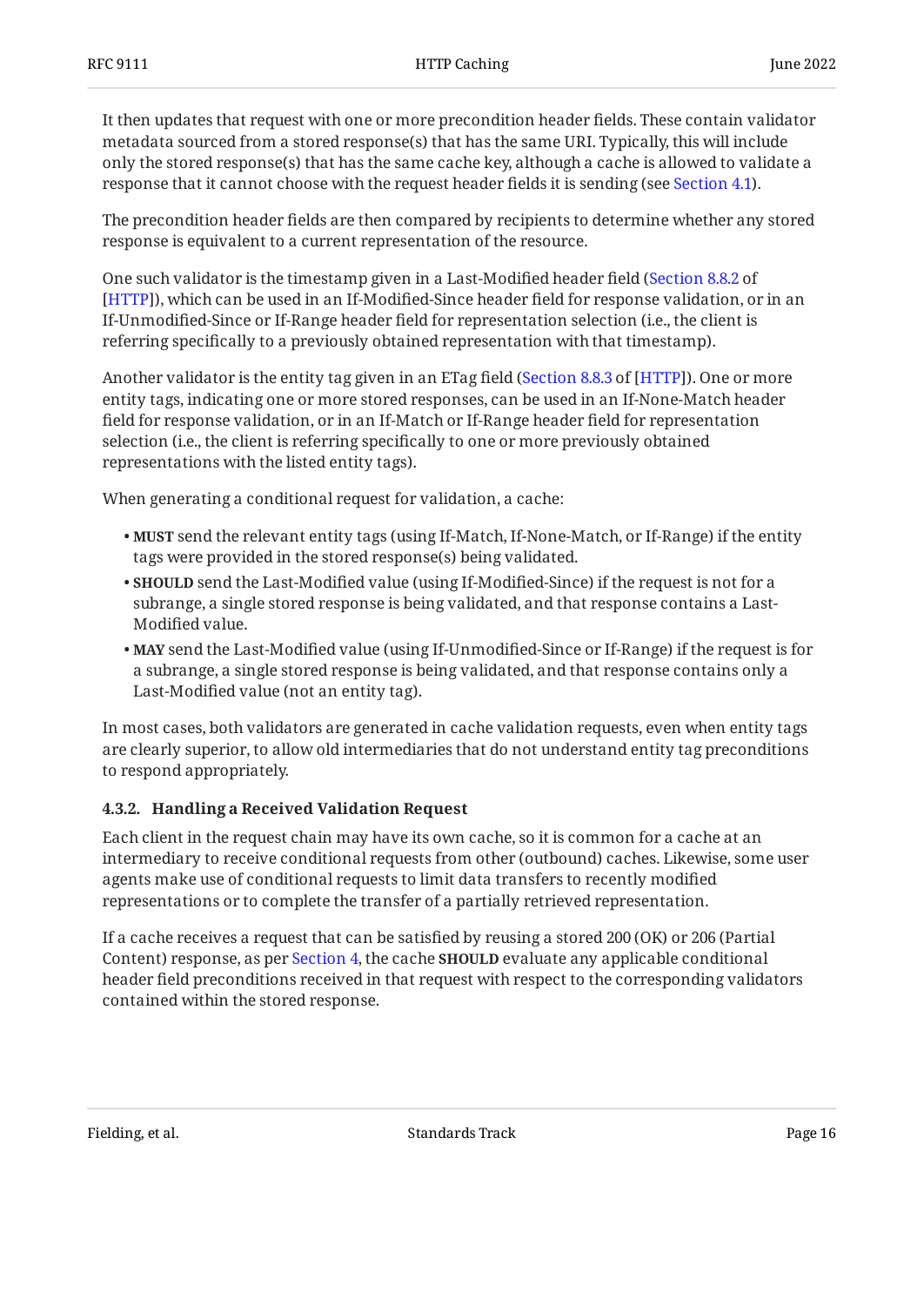It then updates that request with one or more precondition header fields. These contain validator metadata sourced from a stored response(s) that has the same URI. Typically, this will include only the stored response(s) that has the same cache key, although a cache is allowed to validate a response that it cannot choose with the request header fields it is sending (see Section 4.1).

The precondition header fields are then compared by recipients to determine whether any stored response is equivalent to a current representation of the resource.

One such validator is the timestamp given in a Last-Modified header field (Section 8.8.2 of [HTTP]), which can be used in an If-Modified-Since header field for response validation, or in an If-Unmodified-Since or If-Range header field for representation selection (i.e., the client is referring specifically to a previously obtained representation with that timestamp).

Another validator is the entity tag given in an ETag field (Section 8.8.3 of [HTTP]). One or more entity tags, indicating one or more stored responses, can be used in an If-None-Match header field for response validation, or in an If-Match or If-Range header field for representation selection (i.e., the client is referring specifically to one or more previously obtained representations with the listed entity tags).

When generating a conditional request for validation, a cache:

- **MUST** send the relevant entity tags (using If-Match, If-None-Match, or If-Range) if the entity tags were provided in the stored response(s) being validated.
- **SHOULD** send the Last-Modified value (using If-Modified-Since) if the request is not for a subrange, a single stored response is being validated, and that response contains a Last-Modified value.
- **MAY** send the Last-Modified value (using If-Unmodified-Since or If-Range) if the request is for a subrange, a single stored response is being validated, and that response contains only a Last-Modified value (not an entity tag).

In most cases, both validators are generated in cache validation requests, even when entity tags are clearly superior, to allow old intermediaries that do not understand entity tag preconditions to respond appropriately.

#### 4.3.2. Handling a Received Validation Request

Each client in the request chain may have its own cache, so it is common for a cache at an intermediary to receive conditional requests from other (outbound) caches. Likewise, some user agents make use of conditional requests to limit data transfers to recently modified representations or to complete the transfer of a partially retrieved representation.

If a cache receives a request that can be satisfied by reusing a stored 200 (OK) or 206 (Partial Content) response, as per Section 4, the cache **SHOULD** evaluate any applicable conditional header field preconditions received in that request with respect to the corresponding validators contained within the stored response.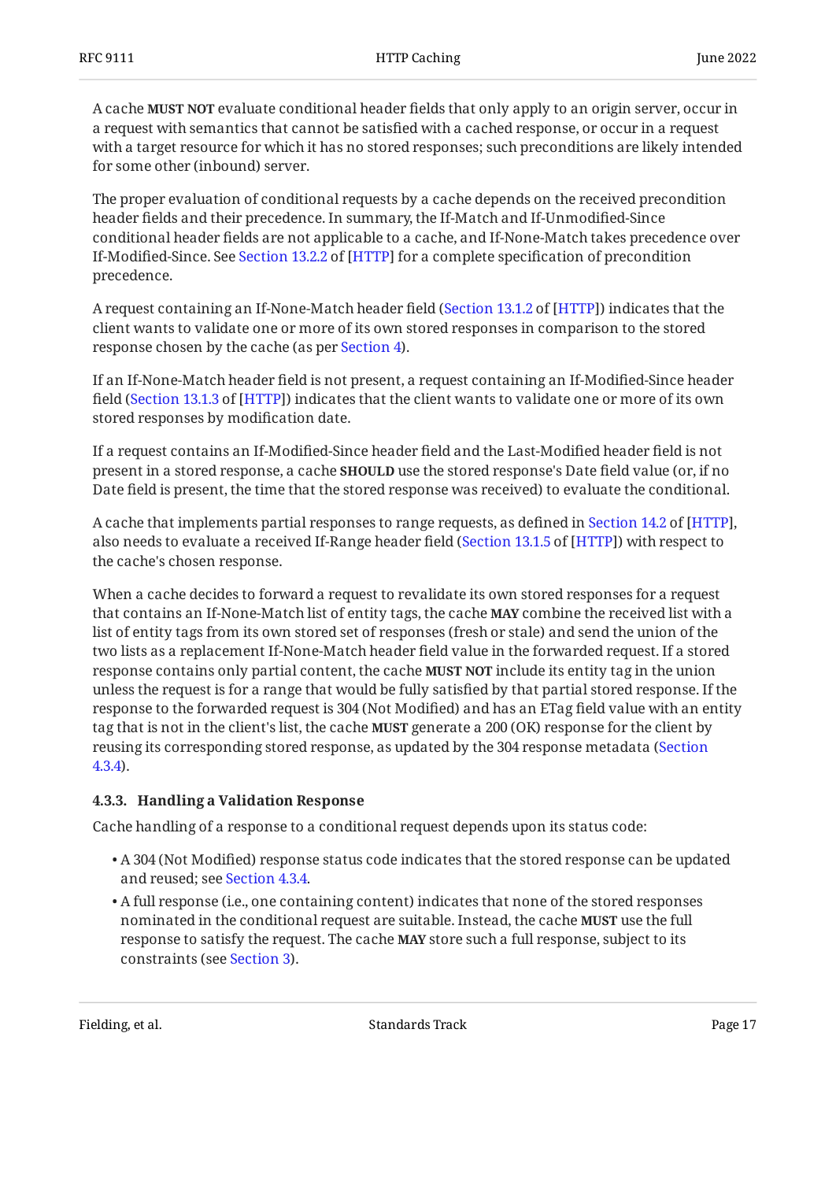A cache **MUST NOT** evaluate conditional header fields that only apply to an origin server, occur in a request with semantics that cannot be satisfied with a cached response, or occur in a request with a target resource for which it has no stored responses; such preconditions are likely intended for some other (inbound) server.

The proper evaluation of conditional requests by a cache depends on the received precondition header fields and their precedence. In summary, the If-Match and If-Unmodified-Since conditional header fields are not applicable to a cache, and If-None-Match takes precedence over If-Modified-Since. See Section 13.2.2 of [HTTP] for a complete specification of precondition precedence.

A request containing an If-None-Match header field (Section 13.1.2 of [HTTP]) indicates that the client wants to validate one or more of its own stored responses in comparison to the stored response chosen by the cache (as per Section 4).

If an If-None-Match header field is not present, a request containing an If-Modified-Since header field (Section 13.1.3 of [HTTP]) indicates that the client wants to validate one or more of its own stored responses by modification date.

If a request contains an If-Modified-Since header field and the Last-Modified header field is not present in a stored response, a cache **SHOULD** use the stored response's Date field value (or, if no Date field is present, the time that the stored response was received) to evaluate the conditional.

A cache that implements partial responses to range requests, as defined in Section 14.2 of [HTTP], also needs to evaluate a received If-Range header field (Section 13.1.5 of [HTTP]) with respect to the cache's chosen response.

When a cache decides to forward a request to revalidate its own stored responses for a request that contains an If-None-Match list of entity tags, the cache **MAY** combine the received list with a list of entity tags from its own stored set of responses (fresh or stale) and send the union of the two lists as a replacement If-None-Match header field value in the forwarded request. If a stored response contains only partial content, the cache **MUST NOT** include its entity tag in the union unless the request is for a range that would be fully satisfied by that partial stored response. If the response to the forwarded request is 304 (Not Modified) and has an ETag field value with an entity tag that is not in the client's list, the cache **MUST** generate a 200 (OK) response for the client by reusing its corresponding stored response, as updated by the 304 response metadata (Section 4.3.4).

### 4.3.3. Handling a Validation Response

Cache handling of a response to a conditional request depends upon its status code:

- A 304 (Not Modified) response status code indicates that the stored response can be updated and reused; see Section 4.3.4.
- A full response (i.e., one containing content) indicates that none of the stored responses nominated in the conditional request are suitable. Instead, the cache **MUST** use the full response to satisfy the request. The cache **MAY** store such a full response, subject to its constraints (see Section 3).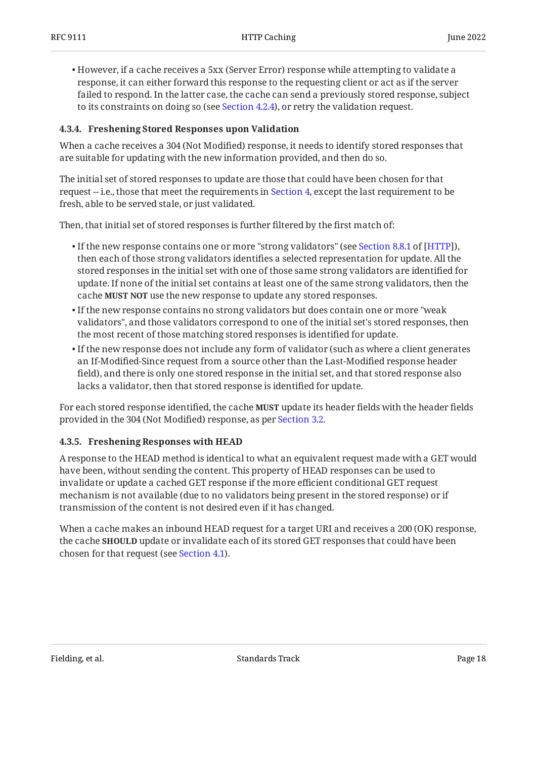- However, if a cache receives a 5xx (Server Error) response while attempting to validate a response, it can either forward this response to the requesting client or act as if the server failed to respond. In the latter case, the cache can send a previously stored response, subject to its constraints on doing so (see Section 4.2.4), or retry the validation request.

#### 4.3.4. Freshening Stored Responses upon Validation

When a cache receives a 304 (Not Modified) response, it needs to identify stored responses that are suitable for updating with the new information provided, and then do so.

The initial set of stored responses to update are those that could have been chosen for that request -- i.e., those that meet the requirements in Section 4, except the last requirement to be fresh, able to be served stale, or just validated.

Then, that initial set of stored responses is further filtered by the first match of:

- If the new response contains one or more "strong validators" (see Section 8.8.1 of [HTTP]), then each of those strong validators identifies a selected representation for update. All the stored responses in the initial set with one of those same strong validators are identified for update. If none of the initial set contains at least one of the same strong validators, then the cache **MUST NOT** use the new response to update any stored responses.
- If the new response contains no strong validators but does contain one or more "weak validators", and those validators correspond to one of the initial set's stored responses, then the most recent of those matching stored responses is identified for update.
- If the new response does not include any form of validator (such as where a client generates an If-Modified-Since request from a source other than the Last-Modified response header field), and there is only one stored response in the initial set, and that stored response also lacks a validator, then that stored response is identified for update.

For each stored response identified, the cache **MUST** update its header fields with the header fields provided in the 304 (Not Modified) response, as per Section 3.2.

#### 4.3.5. Freshening Responses with HEAD

A response to the HEAD method is identical to what an equivalent request made with a GET would have been, without sending the content. This property of HEAD responses can be used to invalidate or update a cached GET response if the more efficient conditional GET request mechanism is not available (due to no validators being present in the stored response) or if transmission of the content is not desired even if it has changed.

When a cache makes an inbound HEAD request for a target URI and receives a 200 (OK) response, the cache **SHOULD** update or invalidate each of its stored GET responses that could have been chosen for that request (see Section 4.1).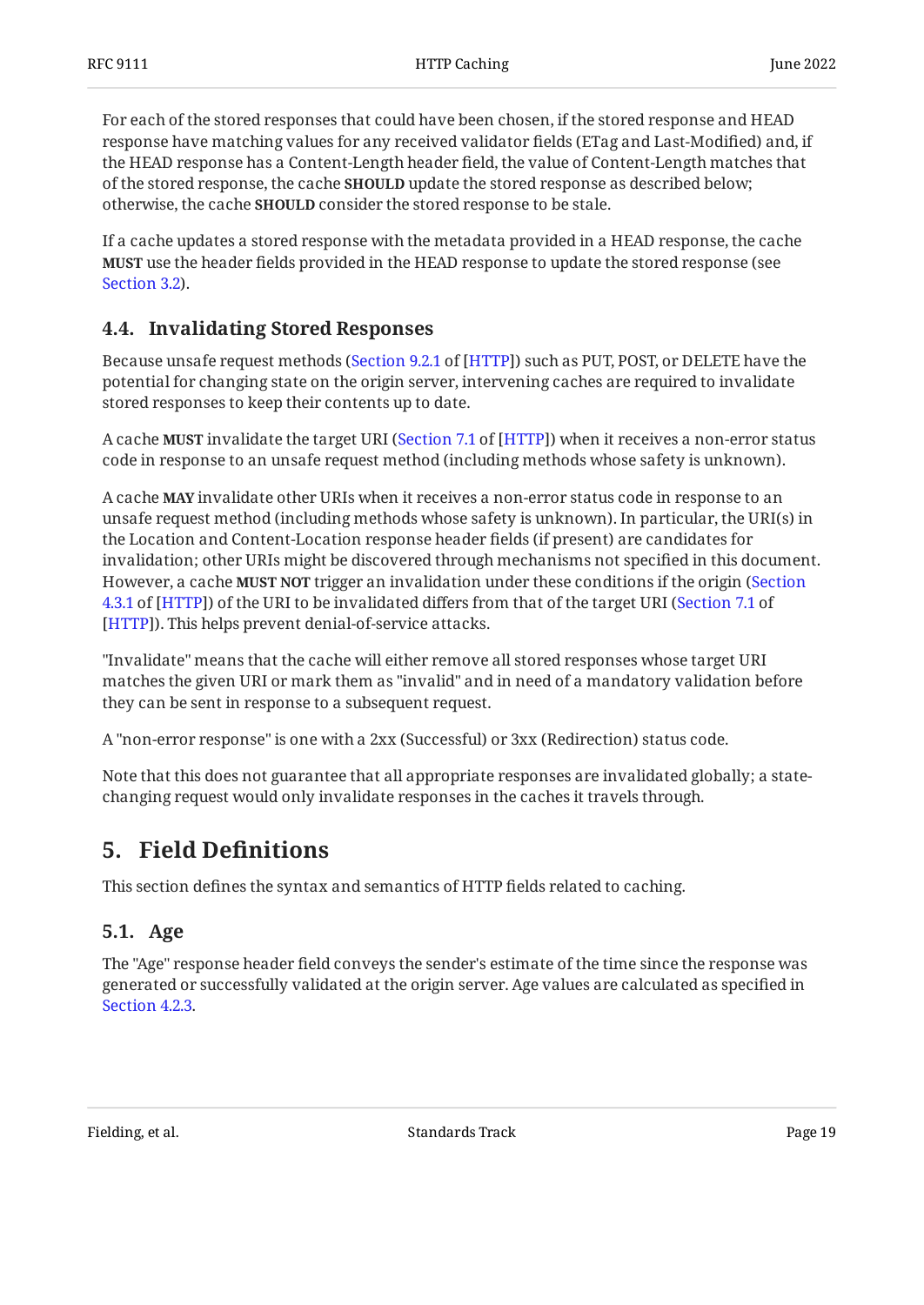For each of the stored responses that could have been chosen, if the stored response and HEAD response have matching values for any received validator fields (ETag and Last-Modified) and, if the HEAD response has a Content-Length header field, the value of Content-Length matches that of the stored response, the cache **SHOULD** update the stored response as described below; otherwise, the cache **SHOULD** consider the stored response to be stale.

If a cache updates a stored response with the metadata provided in a HEAD response, the cache **MUST** use the header fields provided in the HEAD response to update the stored response (see Section 3.2).

### 4.4. Invalidating Stored Responses

Because unsafe request methods (Section 9.2.1 of [HTTP]) such as PUT, POST, or DELETE have the potential for changing state on the origin server, intervening caches are required to invalidate stored responses to keep their contents up to date.

A cache **MUST** invalidate the target URI (Section 7.1 of [HTTP]) when it receives a non-error status code in response to an unsafe request method (including methods whose safety is unknown).

A cache **MAY** invalidate other URIs when it receives a non-error status code in response to an unsafe request method (including methods whose safety is unknown). In particular, the URI(s) in the Location and Content-Location response header fields (if present) are candidates for invalidation; other URIs might be discovered through mechanisms not specified in this document. However, a cache **MUST NOT** trigger an invalidation under these conditions if the origin (Section 4.3.1 of [HTTP]) of the URI to be invalidated differs from that of the target URI (Section 7.1 of [HTTP]). This helps prevent denial-of-service attacks.

"Invalidate" means that the cache will either remove all stored responses whose target URI matches the given URI or mark them as "invalid" and in need of a mandatory validation before they can be sent in response to a subsequent request.

A "non-error response" is one with a 2xx (Successful) or 3xx (Redirection) status code.

Note that this does not guarantee that all appropriate responses are invalidated globally; a state-changing request would only invalidate responses in the caches it travels through.

## 5. Field Definitions

This section defines the syntax and semantics of HTTP fields related to caching.

### 5.1. Age

The "Age" response header field conveys the sender's estimate of the time since the response was generated or successfully validated at the origin server. Age values are calculated as specified in Section 4.2.3.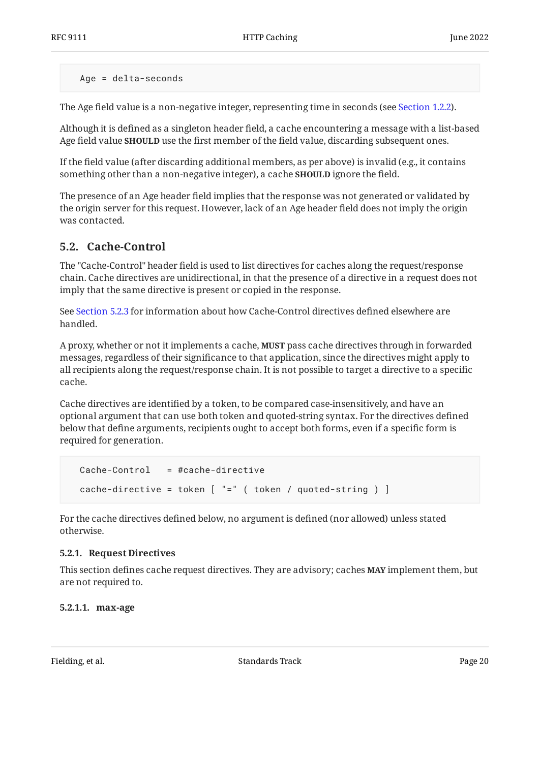```
Age = delta-seconds
```

The Age field value is a non-negative integer, representing time in seconds (see Section 1.2.2).

Although it is defined as a singleton header field, a cache encountering a message with a list-based Age field value **SHOULD** use the first member of the field value, discarding subsequent ones.

If the field value (after discarding additional members, as per above) is invalid (e.g., it contains something other than a non-negative integer), a cache **SHOULD** ignore the field.

The presence of an Age header field implies that the response was not generated or validated by the origin server for this request. However, lack of an Age header field does not imply the origin was contacted.

## 5.2. Cache-Control

The "Cache-Control" header field is used to list directives for caches along the request/response chain. Cache directives are unidirectional, in that the presence of a directive in a request does not imply that the same directive is present or copied in the response.

See Section 5.2.3 for information about how Cache-Control directives defined elsewhere are handled.

A proxy, whether or not it implements a cache, **MUST** pass cache directives through in forwarded messages, regardless of their significance to that application, since the directives might apply to all recipients along the request/response chain. It is not possible to target a directive to a specific cache.

Cache directives are identified by a token, to be compared case-insensitively, and have an optional argument that can use both token and quoted-string syntax. For the directives defined below that define arguments, recipients ought to accept both forms, even if a specific form is required for generation.

```
Cache-Control   = #cache-directive

cache-directive = token [ "=" ( token / quoted-string ) ]
```

For the cache directives defined below, no argument is defined (nor allowed) unless stated otherwise.

### 5.2.1. Request Directives

This section defines cache request directives. They are advisory; caches **MAY** implement them, but are not required to.

#### 5.2.1.1. max-age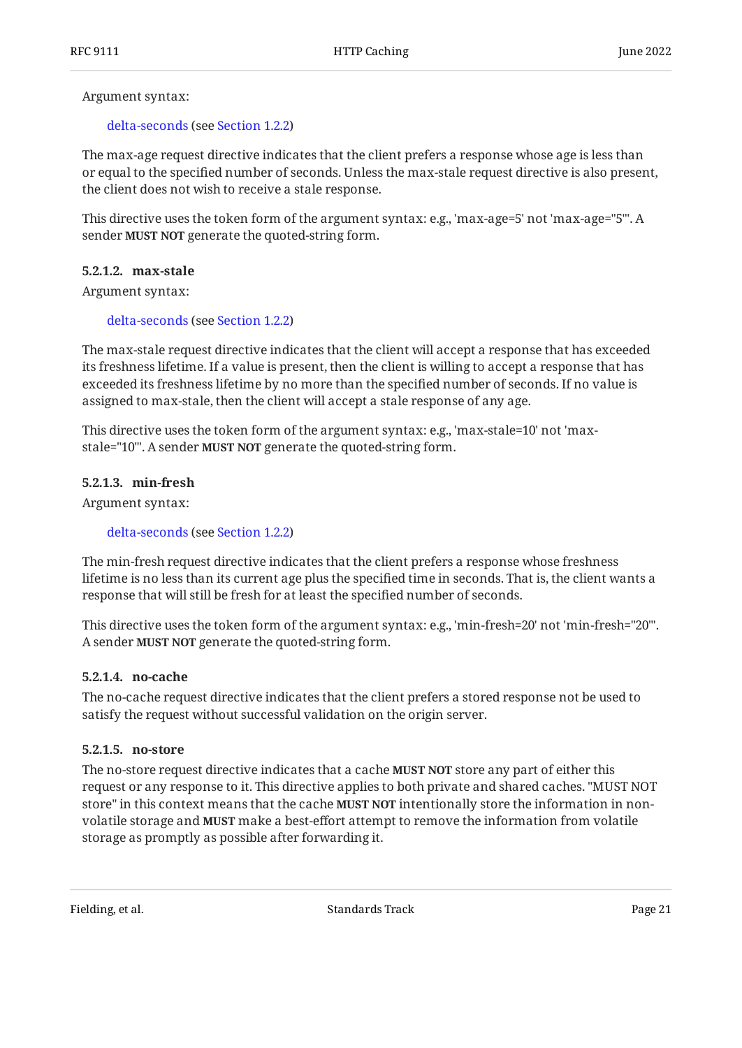Argument syntax:

delta-seconds (see Section 1.2.2)

The max-age request directive indicates that the client prefers a response whose age is less than or equal to the specified number of seconds. Unless the max-stale request directive is also present, the client does not wish to receive a stale response.

This directive uses the token form of the argument syntax: e.g., 'max-age=5' not 'max-age="5"'. A sender **MUST NOT** generate the quoted-string form.

#### 5.2.1.2. max-stale

Argument syntax:

delta-seconds (see Section 1.2.2)

The max-stale request directive indicates that the client will accept a response that has exceeded its freshness lifetime. If a value is present, then the client is willing to accept a response that has exceeded its freshness lifetime by no more than the specified number of seconds. If no value is assigned to max-stale, then the client will accept a stale response of any age.

This directive uses the token form of the argument syntax: e.g., 'max-stale=10' not 'max-stale="10"'. A sender **MUST NOT** generate the quoted-string form.

#### 5.2.1.3. min-fresh

Argument syntax:

delta-seconds (see Section 1.2.2)

The min-fresh request directive indicates that the client prefers a response whose freshness lifetime is no less than its current age plus the specified time in seconds. That is, the client wants a response that will still be fresh for at least the specified number of seconds.

This directive uses the token form of the argument syntax: e.g., 'min-fresh=20' not 'min-fresh="20"'. A sender **MUST NOT** generate the quoted-string form.

#### 5.2.1.4. no-cache

The no-cache request directive indicates that the client prefers a stored response not be used to satisfy the request without successful validation on the origin server.

#### 5.2.1.5. no-store

The no-store request directive indicates that a cache **MUST NOT** store any part of either this request or any response to it. This directive applies to both private and shared caches. "MUST NOT store" in this context means that the cache **MUST NOT** intentionally store the information in non-volatile storage and **MUST** make a best-effort attempt to remove the information from volatile storage as promptly as possible after forwarding it.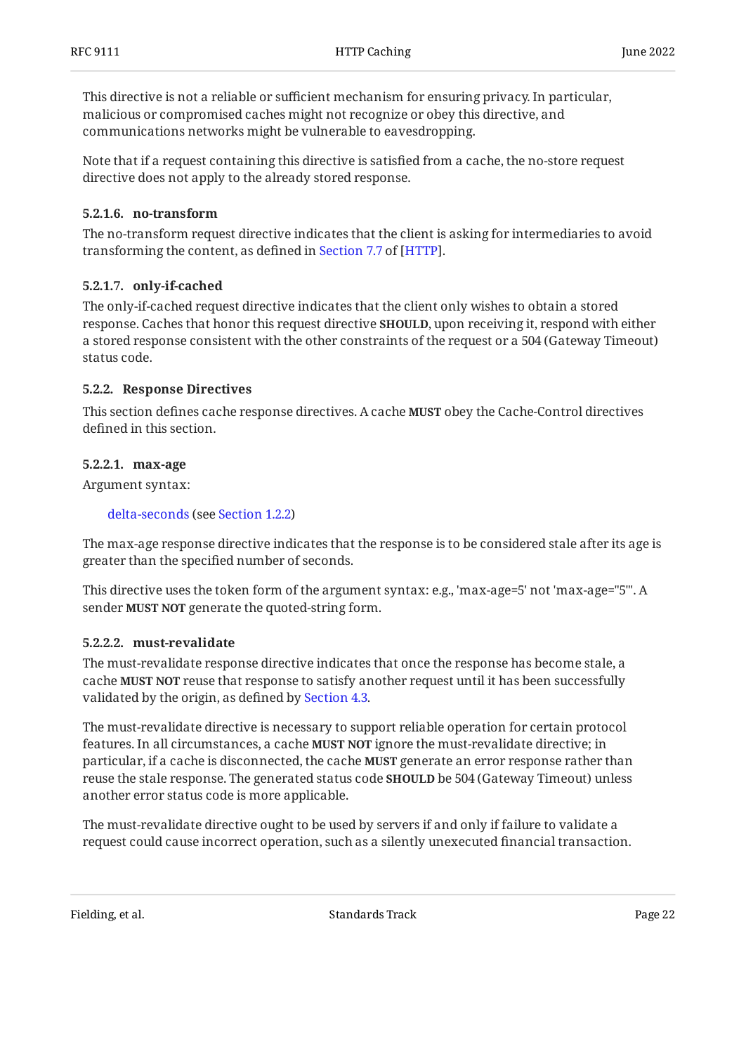This directive is not a reliable or sufficient mechanism for ensuring privacy. In particular, malicious or compromised caches might not recognize or obey this directive, and communications networks might be vulnerable to eavesdropping.

Note that if a request containing this directive is satisfied from a cache, the no-store request directive does not apply to the already stored response.

#### 5.2.1.6. no-transform

The no-transform request directive indicates that the client is asking for intermediaries to avoid transforming the content, as defined in Section 7.7 of [HTTP].

#### 5.2.1.7. only-if-cached

The only-if-cached request directive indicates that the client only wishes to obtain a stored response. Caches that honor this request directive **SHOULD**, upon receiving it, respond with either a stored response consistent with the other constraints of the request or a 504 (Gateway Timeout) status code.

### 5.2.2. Response Directives

This section defines cache response directives. A cache **MUST** obey the Cache-Control directives defined in this section.

#### 5.2.2.1. max-age

Argument syntax:

> delta-seconds (see Section 1.2.2)

The max-age response directive indicates that the response is to be considered stale after its age is greater than the specified number of seconds.

This directive uses the token form of the argument syntax: e.g., 'max-age=5' not 'max-age="5"'. A sender **MUST NOT** generate the quoted-string form.

#### 5.2.2.2. must-revalidate

The must-revalidate response directive indicates that once the response has become stale, a cache **MUST NOT** reuse that response to satisfy another request until it has been successfully validated by the origin, as defined by Section 4.3.

The must-revalidate directive is necessary to support reliable operation for certain protocol features. In all circumstances, a cache **MUST NOT** ignore the must-revalidate directive; in particular, if a cache is disconnected, the cache **MUST** generate an error response rather than reuse the stale response. The generated status code **SHOULD** be 504 (Gateway Timeout) unless another error status code is more applicable.

The must-revalidate directive ought to be used by servers if and only if failure to validate a request could cause incorrect operation, such as a silently unexecuted financial transaction.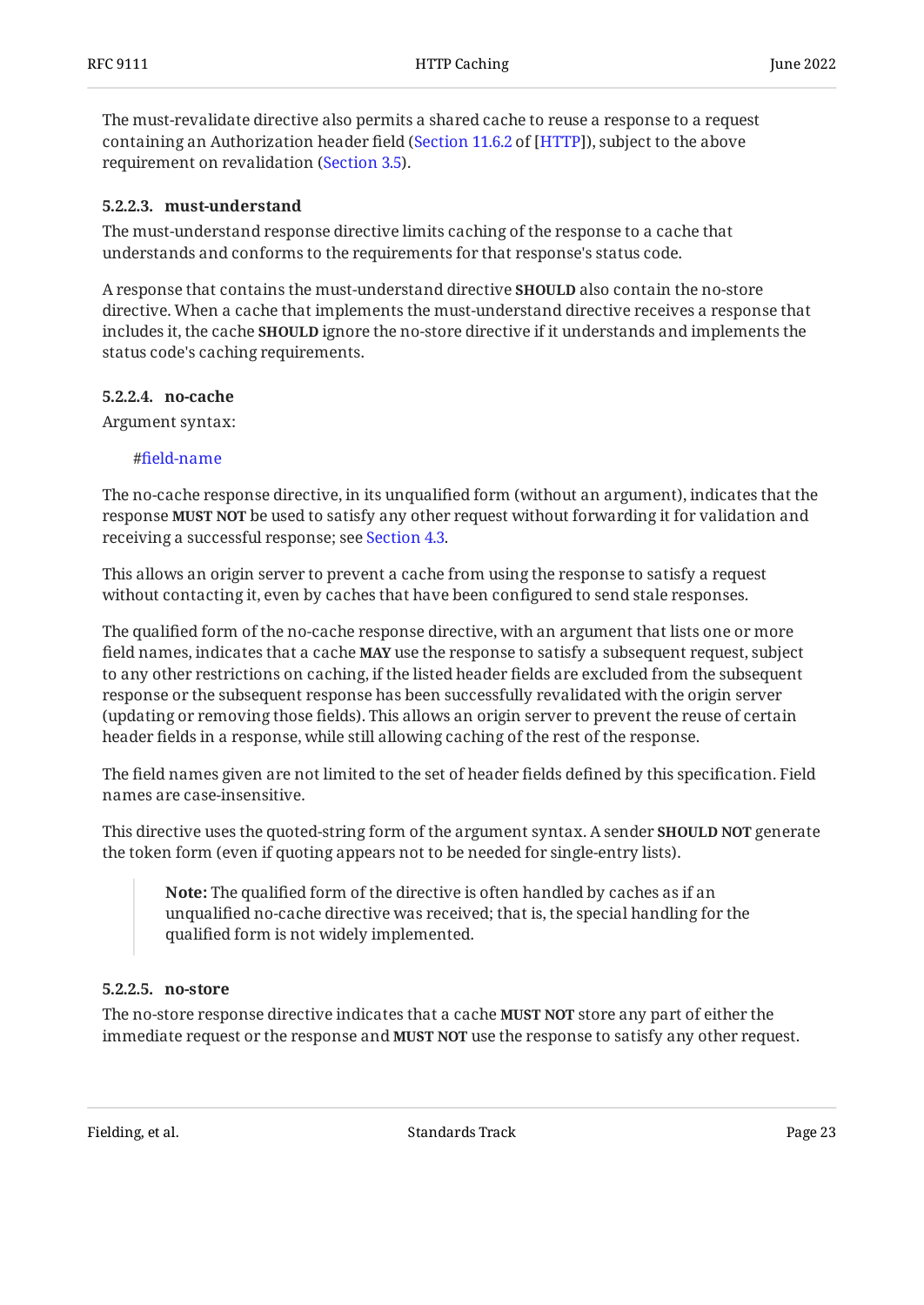The must-revalidate directive also permits a shared cache to reuse a response to a request containing an Authorization header field (Section 11.6.2 of [HTTP]), subject to the above requirement on revalidation (Section 3.5).

#### 5.2.2.3. must-understand

The must-understand response directive limits caching of the response to a cache that understands and conforms to the requirements for that response's status code.

A response that contains the must-understand directive **SHOULD** also contain the no-store directive. When a cache that implements the must-understand directive receives a response that includes it, the cache **SHOULD** ignore the no-store directive if it understands and implements the status code's caching requirements.

#### 5.2.2.4. no-cache

Argument syntax:

#field-name

The no-cache response directive, in its unqualified form (without an argument), indicates that the response **MUST NOT** be used to satisfy any other request without forwarding it for validation and receiving a successful response; see Section 4.3.

This allows an origin server to prevent a cache from using the response to satisfy a request without contacting it, even by caches that have been configured to send stale responses.

The qualified form of the no-cache response directive, with an argument that lists one or more field names, indicates that a cache **MAY** use the response to satisfy a subsequent request, subject to any other restrictions on caching, if the listed header fields are excluded from the subsequent response or the subsequent response has been successfully revalidated with the origin server (updating or removing those fields). This allows an origin server to prevent the reuse of certain header fields in a response, while still allowing caching of the rest of the response.

The field names given are not limited to the set of header fields defined by this specification. Field names are case-insensitive.

This directive uses the quoted-string form of the argument syntax. A sender **SHOULD NOT** generate the token form (even if quoting appears not to be needed for single-entry lists).

> **Note:** The qualified form of the directive is often handled by caches as if an unqualified no-cache directive was received; that is, the special handling for the qualified form is not widely implemented.

#### 5.2.2.5. no-store

The no-store response directive indicates that a cache **MUST NOT** store any part of either the immediate request or the response and **MUST NOT** use the response to satisfy any other request.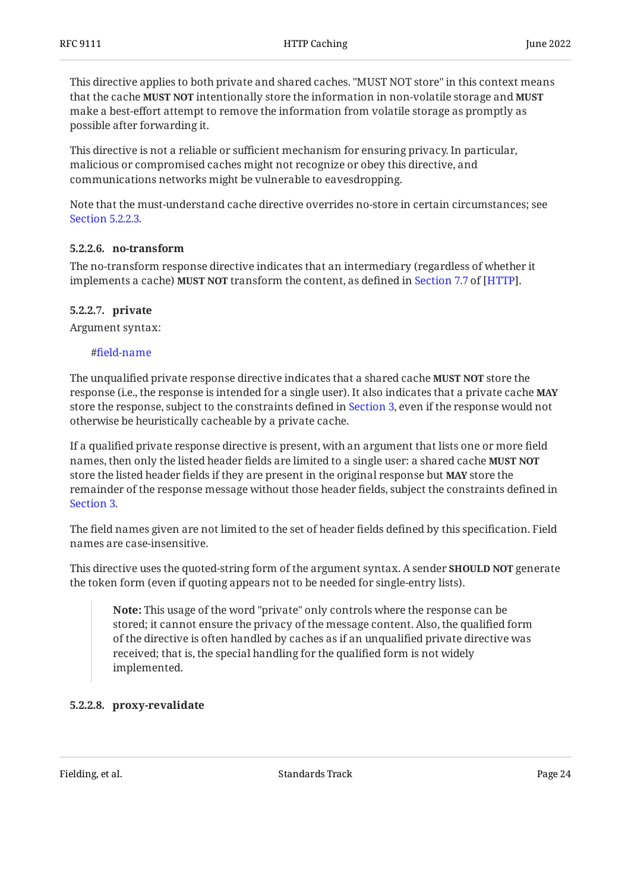This directive applies to both private and shared caches. "MUST NOT store" in this context means that the cache **MUST NOT** intentionally store the information in non-volatile storage and **MUST** make a best-effort attempt to remove the information from volatile storage as promptly as possible after forwarding it.

This directive is not a reliable or sufficient mechanism for ensuring privacy. In particular, malicious or compromised caches might not recognize or obey this directive, and communications networks might be vulnerable to eavesdropping.

Note that the must-understand cache directive overrides no-store in certain circumstances; see Section 5.2.2.3.

#### 5.2.2.6. no-transform

The no-transform response directive indicates that an intermediary (regardless of whether it implements a cache) **MUST NOT** transform the content, as defined in Section 7.7 of [HTTP].

#### 5.2.2.7. private

Argument syntax:

#field-name

The unqualified private response directive indicates that a shared cache **MUST NOT** store the response (i.e., the response is intended for a single user). It also indicates that a private cache **MAY** store the response, subject to the constraints defined in Section 3, even if the response would not otherwise be heuristically cacheable by a private cache.

If a qualified private response directive is present, with an argument that lists one or more field names, then only the listed header fields are limited to a single user: a shared cache **MUST NOT** store the listed header fields if they are present in the original response but **MAY** store the remainder of the response message without those header fields, subject the constraints defined in Section 3.

The field names given are not limited to the set of header fields defined by this specification. Field names are case-insensitive.

This directive uses the quoted-string form of the argument syntax. A sender **SHOULD NOT** generate the token form (even if quoting appears not to be needed for single-entry lists).

> **Note:** This usage of the word "private" only controls where the response can be stored; it cannot ensure the privacy of the message content. Also, the qualified form of the directive is often handled by caches as if an unqualified private directive was received; that is, the special handling for the qualified form is not widely implemented.

#### 5.2.2.8. proxy-revalidate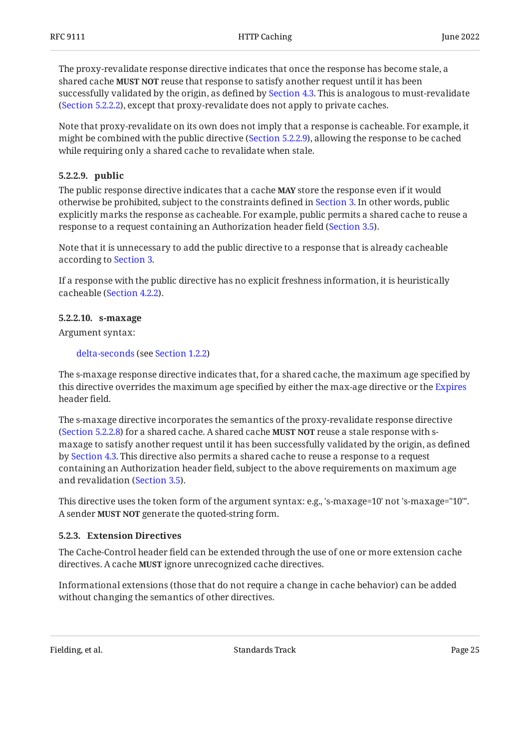The proxy-revalidate response directive indicates that once the response has become stale, a shared cache **MUST NOT** reuse that response to satisfy another request until it has been successfully validated by the origin, as defined by Section 4.3. This is analogous to must-revalidate (Section 5.2.2.2), except that proxy-revalidate does not apply to private caches.

Note that proxy-revalidate on its own does not imply that a response is cacheable. For example, it might be combined with the public directive (Section 5.2.2.9), allowing the response to be cached while requiring only a shared cache to revalidate when stale.

#### 5.2.2.9. public

The public response directive indicates that a cache **MAY** store the response even if it would otherwise be prohibited, subject to the constraints defined in Section 3. In other words, public explicitly marks the response as cacheable. For example, public permits a shared cache to reuse a response to a request containing an Authorization header field (Section 3.5).

Note that it is unnecessary to add the public directive to a response that is already cacheable according to Section 3.

If a response with the public directive has no explicit freshness information, it is heuristically cacheable (Section 4.2.2).

#### 5.2.2.10. s-maxage

Argument syntax:

> delta-seconds (see Section 1.2.2)

The s-maxage response directive indicates that, for a shared cache, the maximum age specified by this directive overrides the maximum age specified by either the max-age directive or the Expires header field.

The s-maxage directive incorporates the semantics of the proxy-revalidate response directive (Section 5.2.2.8) for a shared cache. A shared cache **MUST NOT** reuse a stale response with s-maxage to satisfy another request until it has been successfully validated by the origin, as defined by Section 4.3. This directive also permits a shared cache to reuse a response to a request containing an Authorization header field, subject to the above requirements on maximum age and revalidation (Section 3.5).

This directive uses the token form of the argument syntax: e.g., 's-maxage=10' not 's-maxage="10"'. A sender **MUST NOT** generate the quoted-string form.

### 5.2.3. Extension Directives

The Cache-Control header field can be extended through the use of one or more extension cache directives. A cache **MUST** ignore unrecognized cache directives.

Informational extensions (those that do not require a change in cache behavior) can be added without changing the semantics of other directives.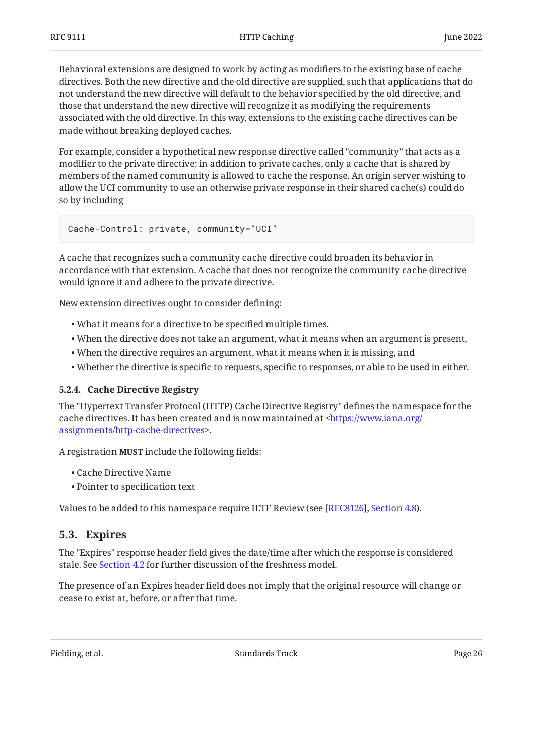Behavioral extensions are designed to work by acting as modifiers to the existing base of cache directives. Both the new directive and the old directive are supplied, such that applications that do not understand the new directive will default to the behavior specified by the old directive, and those that understand the new directive will recognize it as modifying the requirements associated with the old directive. In this way, extensions to the existing cache directives can be made without breaking deployed caches.

For example, consider a hypothetical new response directive called "community" that acts as a modifier to the private directive: in addition to private caches, only a cache that is shared by members of the named community is allowed to cache the response. An origin server wishing to allow the UCI community to use an otherwise private response in their shared cache(s) could do so by including

```
Cache-Control: private, community="UCI"
```

A cache that recognizes such a community cache directive could broaden its behavior in accordance with that extension. A cache that does not recognize the community cache directive would ignore it and adhere to the private directive.

New extension directives ought to consider defining:

- What it means for a directive to be specified multiple times,
- When the directive does not take an argument, what it means when an argument is present,
- When the directive requires an argument, what it means when it is missing, and
- Whether the directive is specific to requests, specific to responses, or able to be used in either.

#### 5.2.4. Cache Directive Registry

The "Hypertext Transfer Protocol (HTTP) Cache Directive Registry" defines the namespace for the cache directives. It has been created and is now maintained at <https://www.iana.org/assignments/http-cache-directives>.

A registration **MUST** include the following fields:

- Cache Directive Name
- Pointer to specification text

Values to be added to this namespace require IETF Review (see [RFC8126], Section 4.8).

### 5.3. Expires

The "Expires" response header field gives the date/time after which the response is considered stale. See Section 4.2 for further discussion of the freshness model.

The presence of an Expires header field does not imply that the original resource will change or cease to exist at, before, or after that time.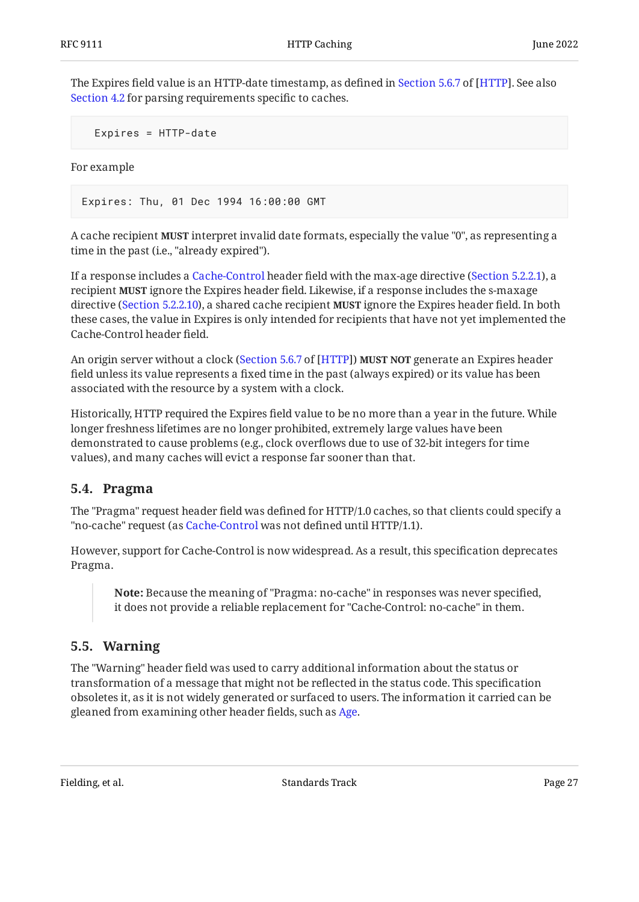The Expires field value is an HTTP-date timestamp, as defined in Section 5.6.7 of [HTTP]. See also Section 4.2 for parsing requirements specific to caches.

```
  Expires = HTTP-date
```

For example

```
Expires: Thu, 01 Dec 1994 16:00:00 GMT
```

A cache recipient **MUST** interpret invalid date formats, especially the value "0", as representing a time in the past (i.e., "already expired").

If a response includes a Cache-Control header field with the max-age directive (Section 5.2.2.1), a recipient **MUST** ignore the Expires header field. Likewise, if a response includes the s-maxage directive (Section 5.2.2.10), a shared cache recipient **MUST** ignore the Expires header field. In both these cases, the value in Expires is only intended for recipients that have not yet implemented the Cache-Control header field.

An origin server without a clock (Section 5.6.7 of [HTTP]) **MUST NOT** generate an Expires header field unless its value represents a fixed time in the past (always expired) or its value has been associated with the resource by a system with a clock.

Historically, HTTP required the Expires field value to be no more than a year in the future. While longer freshness lifetimes are no longer prohibited, extremely large values have been demonstrated to cause problems (e.g., clock overflows due to use of 32-bit integers for time values), and many caches will evict a response far sooner than that.

### 5.4. Pragma

The "Pragma" request header field was defined for HTTP/1.0 caches, so that clients could specify a "no-cache" request (as Cache-Control was not defined until HTTP/1.1).

However, support for Cache-Control is now widespread. As a result, this specification deprecates Pragma.

> **Note:** Because the meaning of "Pragma: no-cache" in responses was never specified, it does not provide a reliable replacement for "Cache-Control: no-cache" in them.

### 5.5. Warning

The "Warning" header field was used to carry additional information about the status or transformation of a message that might not be reflected in the status code. This specification obsoletes it, as it is not widely generated or surfaced to users. The information it carried can be gleaned from examining other header fields, such as Age.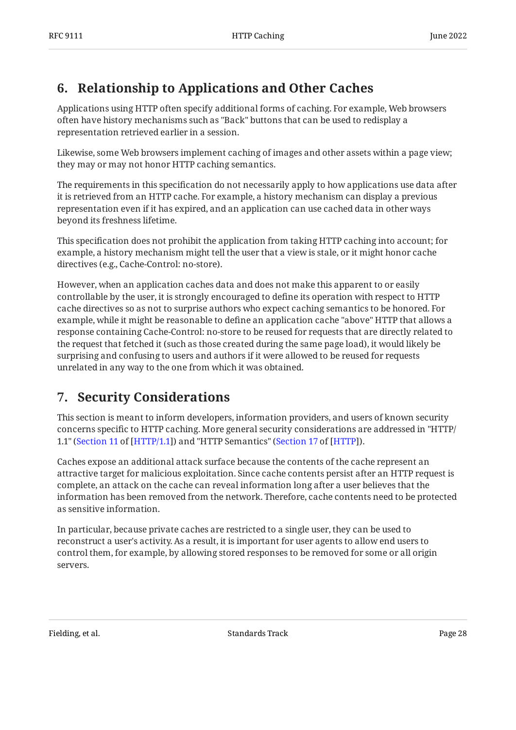## 6. Relationship to Applications and Other Caches

Applications using HTTP often specify additional forms of caching. For example, Web browsers often have history mechanisms such as "Back" buttons that can be used to redisplay a representation retrieved earlier in a session.

Likewise, some Web browsers implement caching of images and other assets within a page view; they may or may not honor HTTP caching semantics.

The requirements in this specification do not necessarily apply to how applications use data after it is retrieved from an HTTP cache. For example, a history mechanism can display a previous representation even if it has expired, and an application can use cached data in other ways beyond its freshness lifetime.

This specification does not prohibit the application from taking HTTP caching into account; for example, a history mechanism might tell the user that a view is stale, or it might honor cache directives (e.g., Cache-Control: no-store).

However, when an application caches data and does not make this apparent to or easily controllable by the user, it is strongly encouraged to define its operation with respect to HTTP cache directives so as not to surprise authors who expect caching semantics to be honored. For example, while it might be reasonable to define an application cache "above" HTTP that allows a response containing Cache-Control: no-store to be reused for requests that are directly related to the request that fetched it (such as those created during the same page load), it would likely be surprising and confusing to users and authors if it were allowed to be reused for requests unrelated in any way to the one from which it was obtained.

## 7. Security Considerations

This section is meant to inform developers, information providers, and users of known security concerns specific to HTTP caching. More general security considerations are addressed in "HTTP/1.1" (Section 11 of [HTTP/1.1]) and "HTTP Semantics" (Section 17 of [HTTP]).

Caches expose an additional attack surface because the contents of the cache represent an attractive target for malicious exploitation. Since cache contents persist after an HTTP request is complete, an attack on the cache can reveal information long after a user believes that the information has been removed from the network. Therefore, cache contents need to be protected as sensitive information.

In particular, because private caches are restricted to a single user, they can be used to reconstruct a user's activity. As a result, it is important for user agents to allow end users to control them, for example, by allowing stored responses to be removed for some or all origin servers.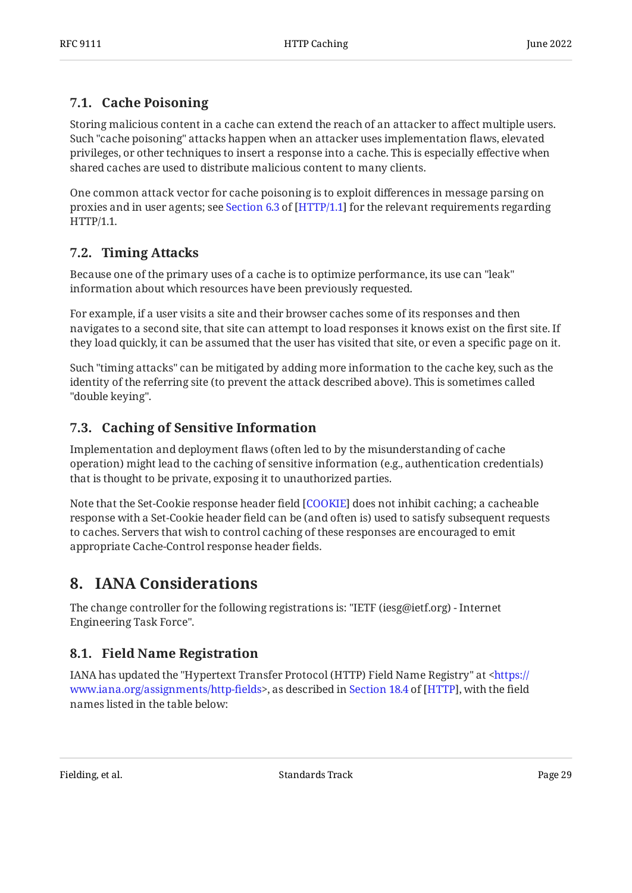### 7.1. Cache Poisoning

Storing malicious content in a cache can extend the reach of an attacker to affect multiple users. Such "cache poisoning" attacks happen when an attacker uses implementation flaws, elevated privileges, or other techniques to insert a response into a cache. This is especially effective when shared caches are used to distribute malicious content to many clients.

One common attack vector for cache poisoning is to exploit differences in message parsing on proxies and in user agents; see Section 6.3 of [HTTP/1.1] for the relevant requirements regarding HTTP/1.1.

### 7.2. Timing Attacks

Because one of the primary uses of a cache is to optimize performance, its use can "leak" information about which resources have been previously requested.

For example, if a user visits a site and their browser caches some of its responses and then navigates to a second site, that site can attempt to load responses it knows exist on the first site. If they load quickly, it can be assumed that the user has visited that site, or even a specific page on it.

Such "timing attacks" can be mitigated by adding more information to the cache key, such as the identity of the referring site (to prevent the attack described above). This is sometimes called "double keying".

### 7.3. Caching of Sensitive Information

Implementation and deployment flaws (often led to by the misunderstanding of cache operation) might lead to the caching of sensitive information (e.g., authentication credentials) that is thought to be private, exposing it to unauthorized parties.

Note that the Set-Cookie response header field [COOKIE] does not inhibit caching; a cacheable response with a Set-Cookie header field can be (and often is) used to satisfy subsequent requests to caches. Servers that wish to control caching of these responses are encouraged to emit appropriate Cache-Control response header fields.

## 8. IANA Considerations

The change controller for the following registrations is: "IETF (iesg@ietf.org) - Internet Engineering Task Force".

### 8.1. Field Name Registration

IANA has updated the "Hypertext Transfer Protocol (HTTP) Field Name Registry" at <https://www.iana.org/assignments/http-fields>, as described in Section 18.4 of [HTTP], with the field names listed in the table below: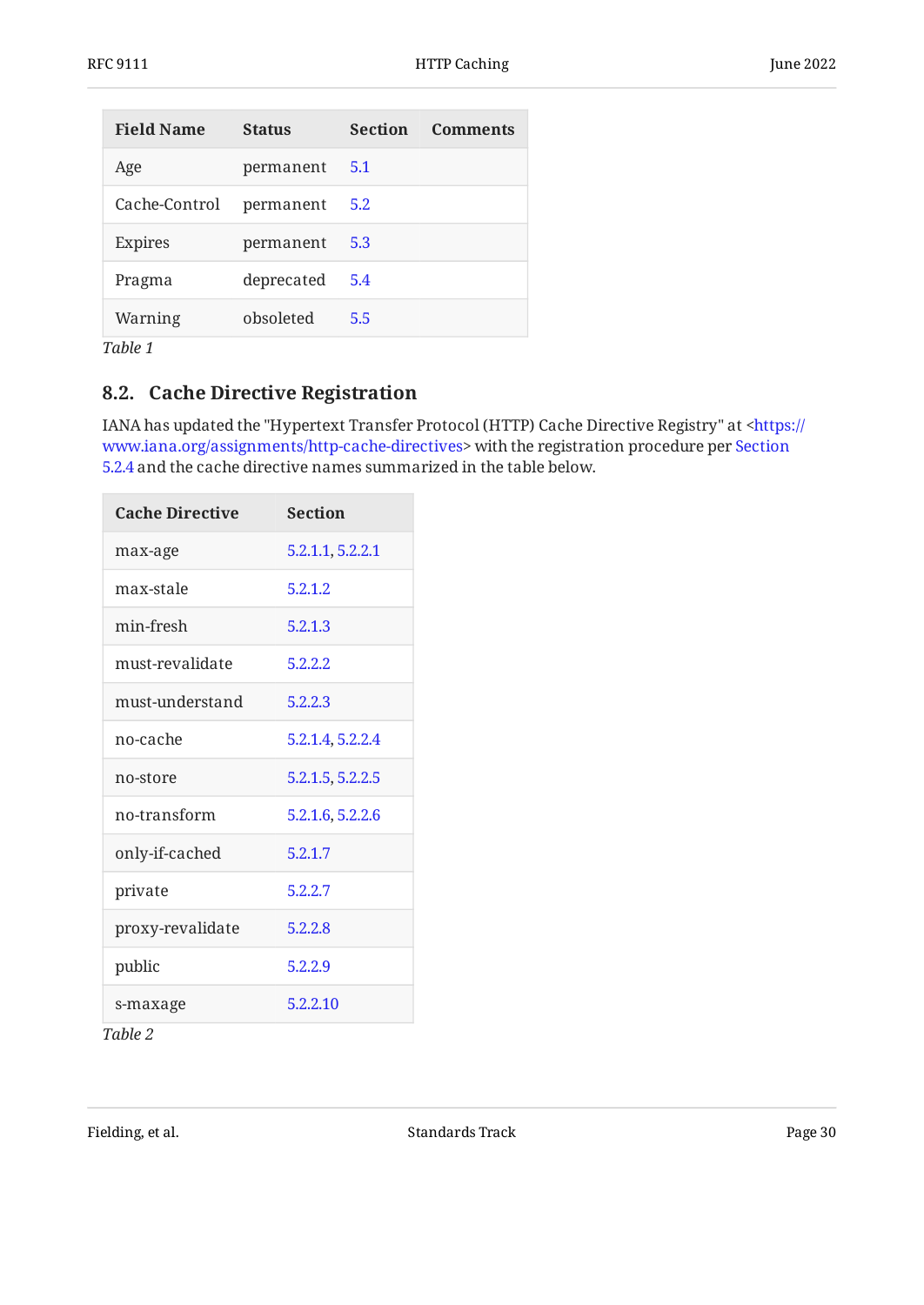| Field Name | Status | Section | Comments |
|---|---|---|---|
| Age | permanent | 5.1 | |
| Cache-Control | permanent | 5.2 | |
| Expires | permanent | 5.3 | |
| Pragma | deprecated | 5.4 | |
| Warning | obsoleted | 5.5 | |

*Table 1*

### 8.2. Cache Directive Registration

IANA has updated the "Hypertext Transfer Protocol (HTTP) Cache Directive Registry" at <https://www.iana.org/assignments/http-cache-directives> with the registration procedure per Section 5.2.4 and the cache directive names summarized in the table below.

| Cache Directive | Section |
|---|---|
| max-age | 5.2.1.1, 5.2.2.1 |
| max-stale | 5.2.1.2 |
| min-fresh | 5.2.1.3 |
| must-revalidate | 5.2.2.2 |
| must-understand | 5.2.2.3 |
| no-cache | 5.2.1.4, 5.2.2.4 |
| no-store | 5.2.1.5, 5.2.2.5 |
| no-transform | 5.2.1.6, 5.2.2.6 |
| only-if-cached | 5.2.1.7 |
| private | 5.2.2.7 |
| proxy-revalidate | 5.2.2.8 |
| public | 5.2.2.9 |
| s-maxage | 5.2.2.10 |

*Table 2*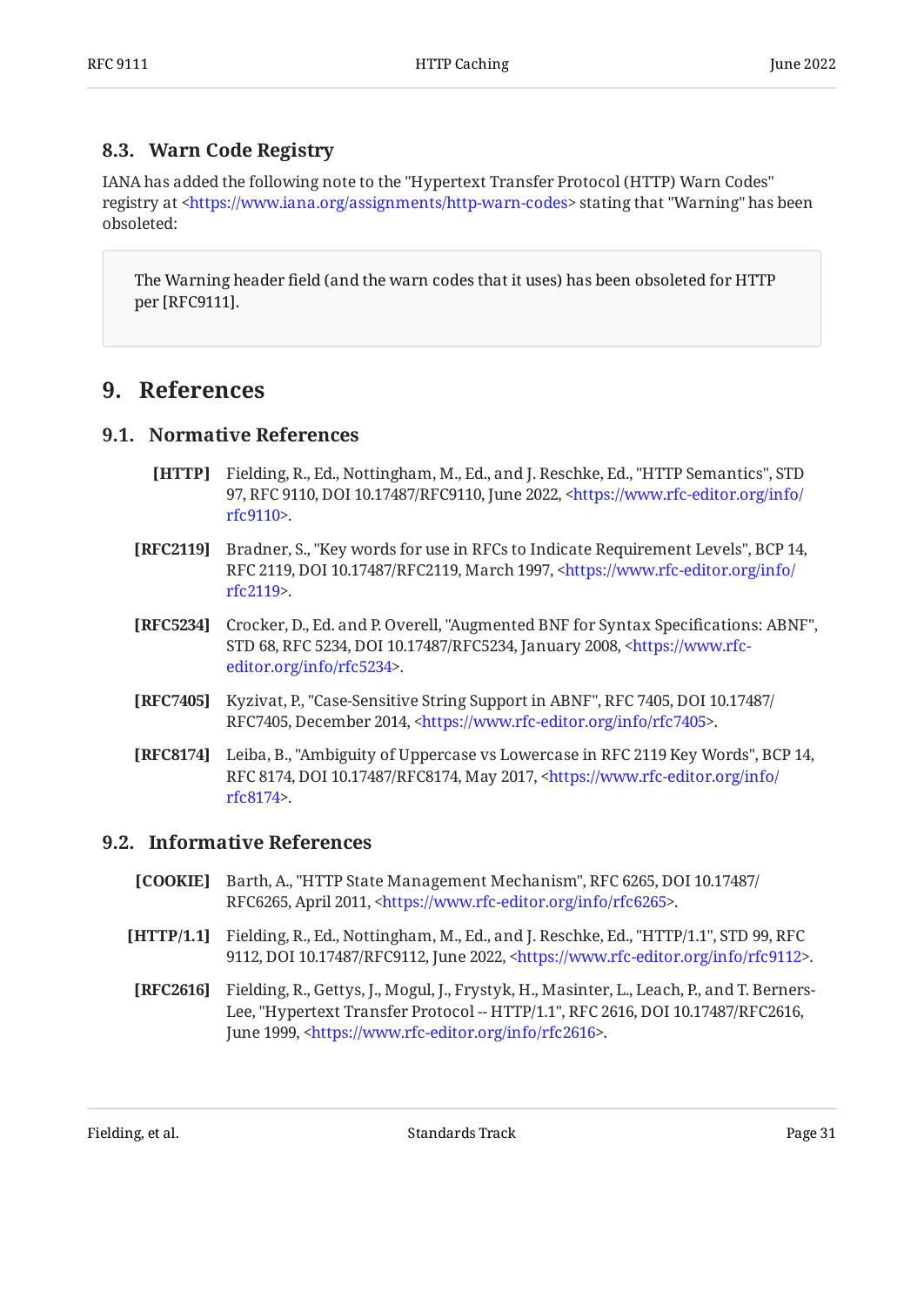### 8.3. Warn Code Registry

IANA has added the following note to the "Hypertext Transfer Protocol (HTTP) Warn Codes" registry at <https://www.iana.org/assignments/http-warn-codes> stating that "Warning" has been obsoleted:

> The Warning header field (and the warn codes that it uses) has been obsoleted for HTTP per [RFC9111].

## 9. References

### 9.1. Normative References

**[HTTP]** Fielding, R., Ed., Nottingham, M., Ed., and J. Reschke, Ed., "HTTP Semantics", STD 97, RFC 9110, DOI 10.17487/RFC9110, June 2022, <https://www.rfc-editor.org/info/rfc9110>.

**[RFC2119]** Bradner, S., "Key words for use in RFCs to Indicate Requirement Levels", BCP 14, RFC 2119, DOI 10.17487/RFC2119, March 1997, <https://www.rfc-editor.org/info/rfc2119>.

**[RFC5234]** Crocker, D., Ed. and P. Overell, "Augmented BNF for Syntax Specifications: ABNF", STD 68, RFC 5234, DOI 10.17487/RFC5234, January 2008, <https://www.rfc-editor.org/info/rfc5234>.

**[RFC7405]** Kyzivat, P., "Case-Sensitive String Support in ABNF", RFC 7405, DOI 10.17487/RFC7405, December 2014, <https://www.rfc-editor.org/info/rfc7405>.

**[RFC8174]** Leiba, B., "Ambiguity of Uppercase vs Lowercase in RFC 2119 Key Words", BCP 14, RFC 8174, DOI 10.17487/RFC8174, May 2017, <https://www.rfc-editor.org/info/rfc8174>.

### 9.2. Informative References

**[COOKIE]** Barth, A., "HTTP State Management Mechanism", RFC 6265, DOI 10.17487/RFC6265, April 2011, <https://www.rfc-editor.org/info/rfc6265>.

**[HTTP/1.1]** Fielding, R., Ed., Nottingham, M., Ed., and J. Reschke, Ed., "HTTP/1.1", STD 99, RFC 9112, DOI 10.17487/RFC9112, June 2022, <https://www.rfc-editor.org/info/rfc9112>.

**[RFC2616]** Fielding, R., Gettys, J., Mogul, J., Frystyk, H., Masinter, L., Leach, P., and T. Berners-Lee, "Hypertext Transfer Protocol -- HTTP/1.1", RFC 2616, DOI 10.17487/RFC2616, June 1999, <https://www.rfc-editor.org/info/rfc2616>.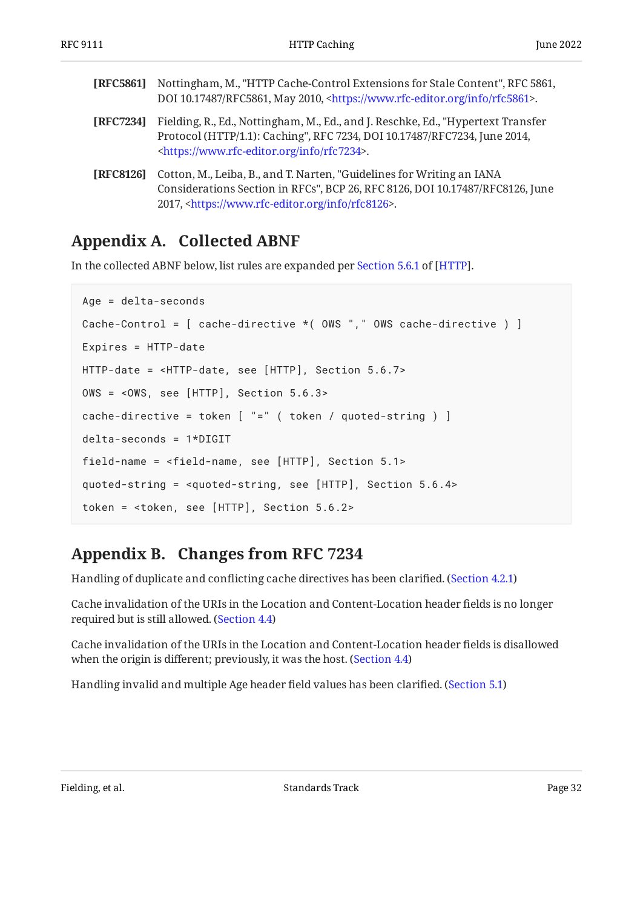**[RFC5861]** Nottingham, M., "HTTP Cache-Control Extensions for Stale Content", RFC 5861, DOI 10.17487/RFC5861, May 2010, <https://www.rfc-editor.org/info/rfc5861>.

**[RFC7234]** Fielding, R., Ed., Nottingham, M., Ed., and J. Reschke, Ed., "Hypertext Transfer Protocol (HTTP/1.1): Caching", RFC 7234, DOI 10.17487/RFC7234, June 2014, <https://www.rfc-editor.org/info/rfc7234>.

**[RFC8126]** Cotton, M., Leiba, B., and T. Narten, "Guidelines for Writing an IANA Considerations Section in RFCs", BCP 26, RFC 8126, DOI 10.17487/RFC8126, June 2017, <https://www.rfc-editor.org/info/rfc8126>.

## Appendix A. Collected ABNF

In the collected ABNF below, list rules are expanded per Section 5.6.1 of [HTTP].

```
Age = delta-seconds

Cache-Control = [ cache-directive *( OWS "," OWS cache-directive ) ]

Expires = HTTP-date

HTTP-date = <HTTP-date, see [HTTP], Section 5.6.7>

OWS = <OWS, see [HTTP], Section 5.6.3>

cache-directive = token [ "=" ( token / quoted-string ) ]

delta-seconds = 1*DIGIT

field-name = <field-name, see [HTTP], Section 5.1>

quoted-string = <quoted-string, see [HTTP], Section 5.6.4>

token = <token, see [HTTP], Section 5.6.2>
```

## Appendix B. Changes from RFC 7234

Handling of duplicate and conflicting cache directives has been clarified. (Section 4.2.1)

Cache invalidation of the URIs in the Location and Content-Location header fields is no longer required but is still allowed. (Section 4.4)

Cache invalidation of the URIs in the Location and Content-Location header fields is disallowed when the origin is different; previously, it was the host. (Section 4.4)

Handling invalid and multiple Age header field values has been clarified. (Section 5.1)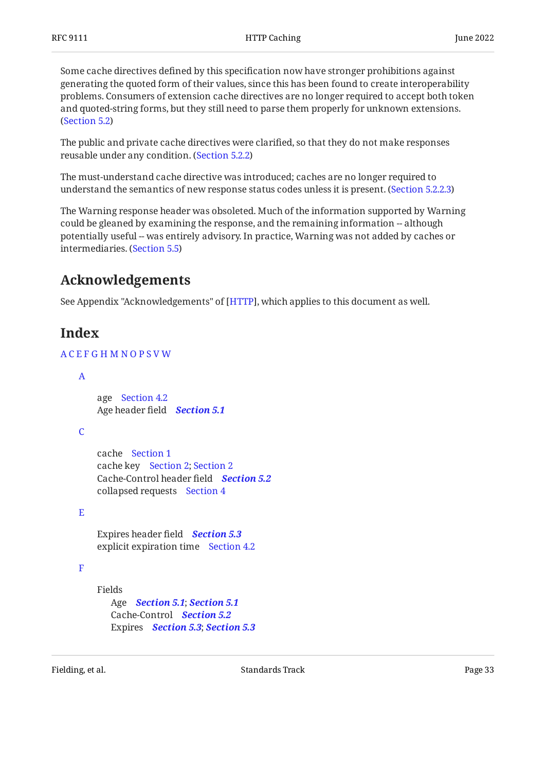Some cache directives defined by this specification now have stronger prohibitions against generating the quoted form of their values, since this has been found to create interoperability problems. Consumers of extension cache directives are no longer required to accept both token and quoted-string forms, but they still need to parse them properly for unknown extensions. (Section 5.2)

The public and private cache directives were clarified, so that they do not make responses reusable under any condition. (Section 5.2.2)

The must-understand cache directive was introduced; caches are no longer required to understand the semantics of new response status codes unless it is present. (Section 5.2.2.3)

The Warning response header was obsoleted. Much of the information supported by Warning could be gleaned by examining the response, and the remaining information -- although potentially useful -- was entirely advisory. In practice, Warning was not added by caches or intermediaries. (Section 5.5)

## Acknowledgements

See Appendix "Acknowledgements" of [HTTP], which applies to this document as well.

## Index

A C E F G H M N O P S V W

A

- age Section 4.2
- Age header field ***Section 5.1***

C

- cache Section 1
- cache key Section 2; Section 2
- Cache-Control header field ***Section 5.2***
- collapsed requests Section 4

E

- Expires header field ***Section 5.3***
- explicit expiration time Section 4.2

F

- Fields
  - Age ***Section 5.1***; ***Section 5.1***
  - Cache-Control ***Section 5.2***
  - Expires ***Section 5.3***; ***Section 5.3***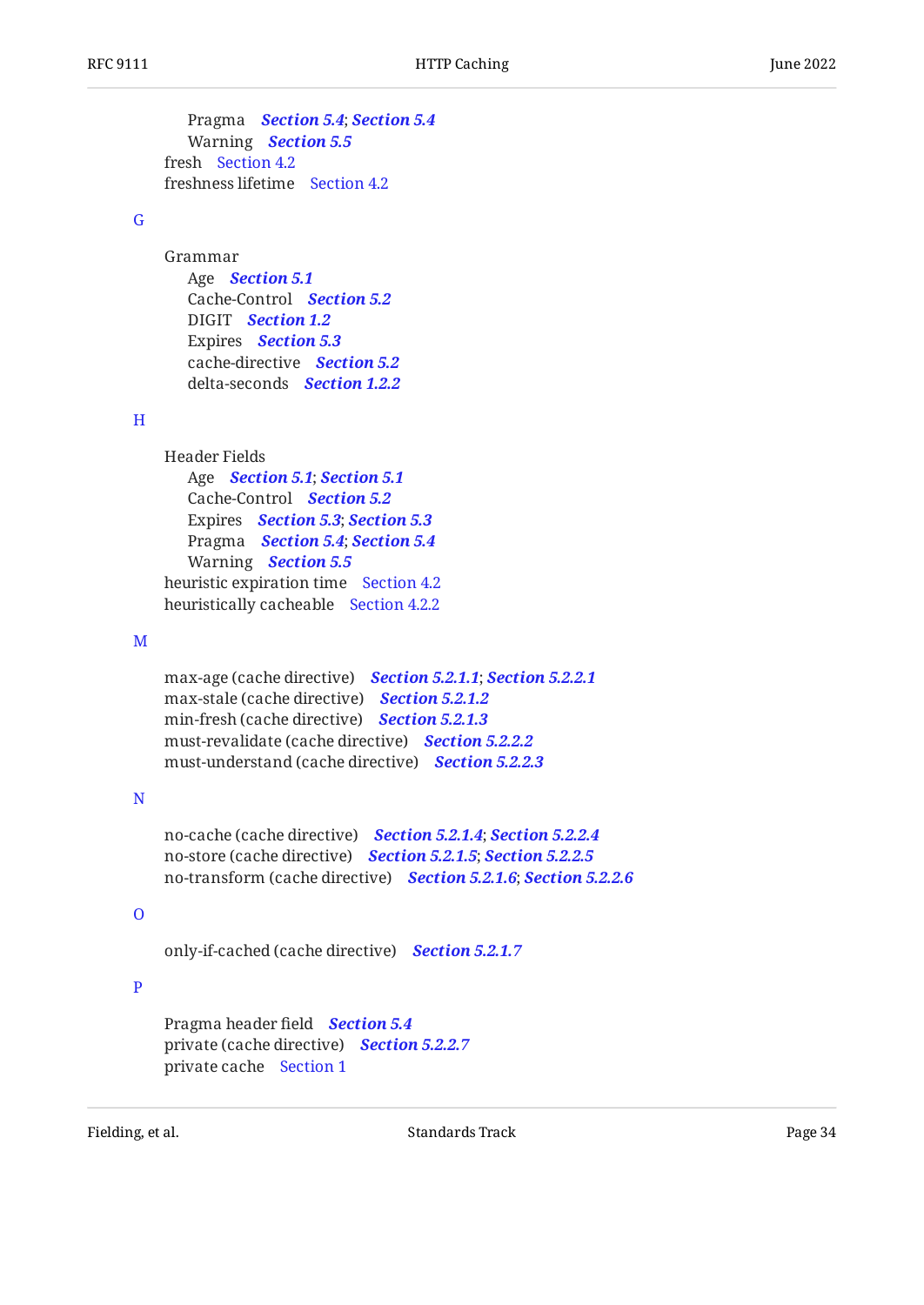Pragma   *Section 5.4*; *Section 5.4*
      Warning   *Section 5.5*
   fresh   Section 4.2
   freshness lifetime   Section 4.2

G

   Grammar
      Age   *Section 5.1*
      Cache-Control   *Section 5.2*
      DIGIT   *Section 1.2*
      Expires   *Section 5.3*
      cache-directive   *Section 5.2*
      delta-seconds   *Section 1.2.2*

H

   Header Fields
      Age   *Section 5.1*; *Section 5.1*
      Cache-Control   *Section 5.2*
      Expires   *Section 5.3*; *Section 5.3*
      Pragma   *Section 5.4*; *Section 5.4*
      Warning   *Section 5.5*
   heuristic expiration time   Section 4.2
   heuristically cacheable   Section 4.2.2

M

   max-age (cache directive)   *Section 5.2.1.1*; *Section 5.2.2.1*
   max-stale (cache directive)   *Section 5.2.1.2*
   min-fresh (cache directive)   *Section 5.2.1.3*
   must-revalidate (cache directive)   *Section 5.2.2.2*
   must-understand (cache directive)   *Section 5.2.2.3*

N

   no-cache (cache directive)   *Section 5.2.1.4*; *Section 5.2.2.4*
   no-store (cache directive)   *Section 5.2.1.5*; *Section 5.2.2.5*
   no-transform (cache directive)   *Section 5.2.1.6*; *Section 5.2.2.6*

O

   only-if-cached (cache directive)   *Section 5.2.1.7*

P

   Pragma header field   *Section 5.4*
   private (cache directive)   *Section 5.2.2.7*
   private cache   Section 1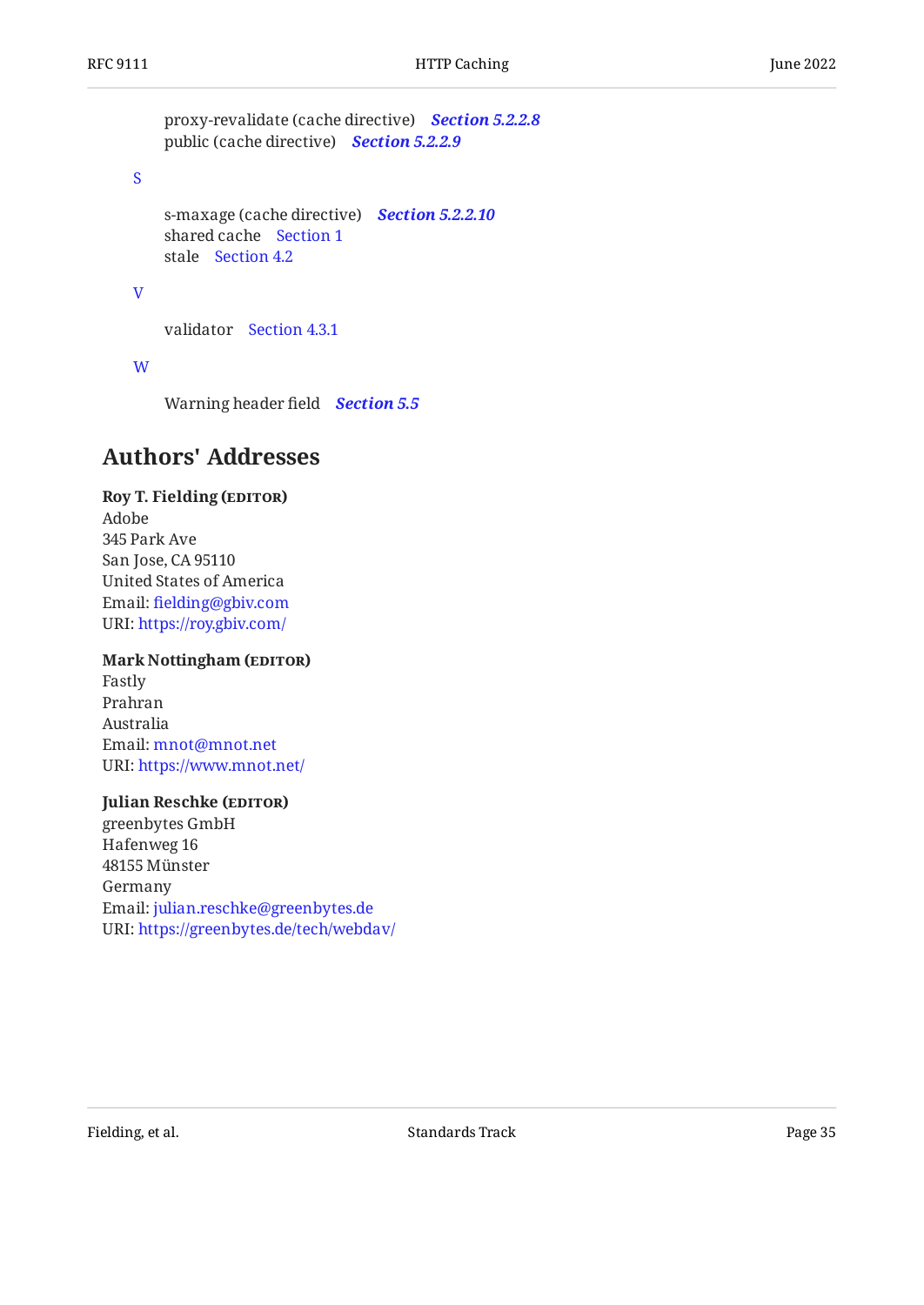proxy-revalidate (cache directive) ***Section 5.2.2.8***
public (cache directive) ***Section 5.2.2.9***

S

s-maxage (cache directive) ***Section 5.2.2.10***
shared cache Section 1
stale Section 4.2

V

validator Section 4.3.1

W

Warning header field ***Section 5.5***

## Authors' Addresses

**Roy T. Fielding (EDITOR)**
Adobe
345 Park Ave
San Jose, CA 95110
United States of America
Email: fielding@gbiv.com
URI: https://roy.gbiv.com/

**Mark Nottingham (EDITOR)**
Fastly
Prahran
Australia
Email: mnot@mnot.net
URI: https://www.mnot.net/

**Julian Reschke (EDITOR)**
greenbytes GmbH
Hafenweg 16
48155 Münster
Germany
Email: julian.reschke@greenbytes.de
URI: https://greenbytes.de/tech/webdav/